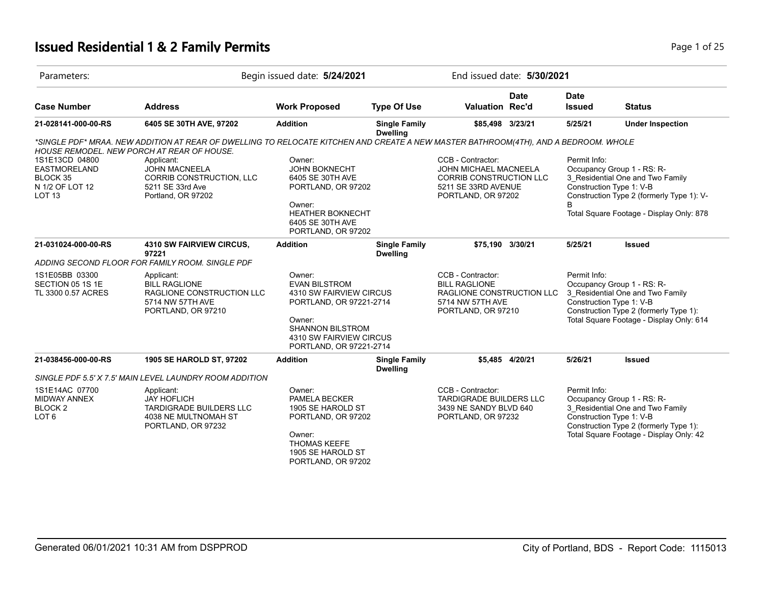# Issued Residential 1 & 2 Family Permits

| Parameters: | Begin issued date: **5/24/2021** | End issued date: **5/30/2021** |
|---|---|---|

| Case Number | Address | Work Proposed | Type Of Use | Valuation | Date Rec'd | Date Issued | Status |
|---|---|---|---|---|---|---|---|
| **21-028141-000-00-RS** | **6405 SE 30TH AVE, 97202** | **Addition** | **Single Family Dwelling** | **$85,498** | **3/23/21** | **5/25/21** | **Under Inspection** |
| **21-031024-000-00-RS** | **4310 SW FAIRVIEW CIRCUS, 97221** | **Addition** | **Single Family Dwelling** | **$75,190** | **3/30/21** | **5/25/21** | **Issued** |
| **21-038456-000-00-RS** | **1905 SE HAROLD ST, 97202** | **Addition** | **Single Family Dwelling** | **$5,485** | **4/20/21** | **5/26/21** | **Issued** |

## 21-028141-000-00-RS

*\*SINGLE PDF\* MRAA. NEW ADDITION AT REAR OF DWELLING TO RELOCATE KITCHEN AND CREATE A NEW MASTER BATHROOM(4TH), AND A BEDROOM. WHOLE HOUSE REMODEL. NEW PORCH AT REAR OF HOUSE.*

1S1E13CD 04800
EASTMORELAND
BLOCK 35
N 1/2 OF LOT 12
LOT 13

Applicant:
JOHN MACNEELA
CORRIB CONSTRUCTION, LLC
5211 SE 33rd Ave
Portland, OR 97202

Owner:
JOHN BOKNECHT
6405 SE 30TH AVE
PORTLAND, OR 97202

Owner:
HEATHER BOKNECHT
6405 SE 30TH AVE
PORTLAND, OR 97202

CCB - Contractor:
JOHN MICHAEL MACNEELA
CORRIB CONSTRUCTION LLC
5211 SE 33RD AVENUE
PORTLAND, OR 97202

Permit Info:
Occupancy Group 1 - RS: R-3_Residential One and Two Family
Construction Type 1: V-B
Construction Type 2 (formerly Type 1): V-B
Total Square Footage - Display Only: 878

## 21-031024-000-00-RS

*ADDING SECOND FLOOR FOR FAMILY ROOM. SINGLE PDF*

1S1E05BB 03300
SECTION 05 1S 1E
TL 3300 0.57 ACRES

Applicant:
BILL RAGLIONE
RAGLIONE CONSTRUCTION LLC
5714 NW 57TH AVE
PORTLAND, OR 97210

Owner:
EVAN BILSTROM
4310 SW FAIRVIEW CIRCUS
PORTLAND, OR 97221-2714

Owner:
SHANNON BILSTROM
4310 SW FAIRVIEW CIRCUS
PORTLAND, OR 97221-2714

CCB - Contractor:
BILL RAGLIONE
RAGLIONE CONSTRUCTION LLC
5714 NW 57TH AVE
PORTLAND, OR 97210

Permit Info:
Occupancy Group 1 - RS: R-3_Residential One and Two Family
Construction Type 1: V-B
Construction Type 2 (formerly Type 1):
Total Square Footage - Display Only: 614

## 21-038456-000-00-RS

*SINGLE PDF 5.5' X 7.5' MAIN LEVEL LAUNDRY ROOM ADDITION*

1S1E14AC 07700
MIDWAY ANNEX
BLOCK 2
LOT 6

Applicant:
JAY HOFLICH
TARDIGRADE BUILDERS LLC
4038 NE MULTNOMAH ST
PORTLAND, OR 97232

Owner:
PAMELA BECKER
1905 SE HAROLD ST
PORTLAND, OR 97202

Owner:
THOMAS KEEFE
1905 SE HAROLD ST
PORTLAND, OR 97202

CCB - Contractor:
TARDIGRADE BUILDERS LLC
3439 NE SANDY BLVD 640
PORTLAND, OR 97232

Permit Info:
Occupancy Group 1 - RS: R-3_Residential One and Two Family
Construction Type 1: V-B
Construction Type 2 (formerly Type 1):
Total Square Footage - Display Only: 42

Generated 06/01/2021 10:31 AM from DSPPROD — City of Portland, BDS - Report Code: 1115013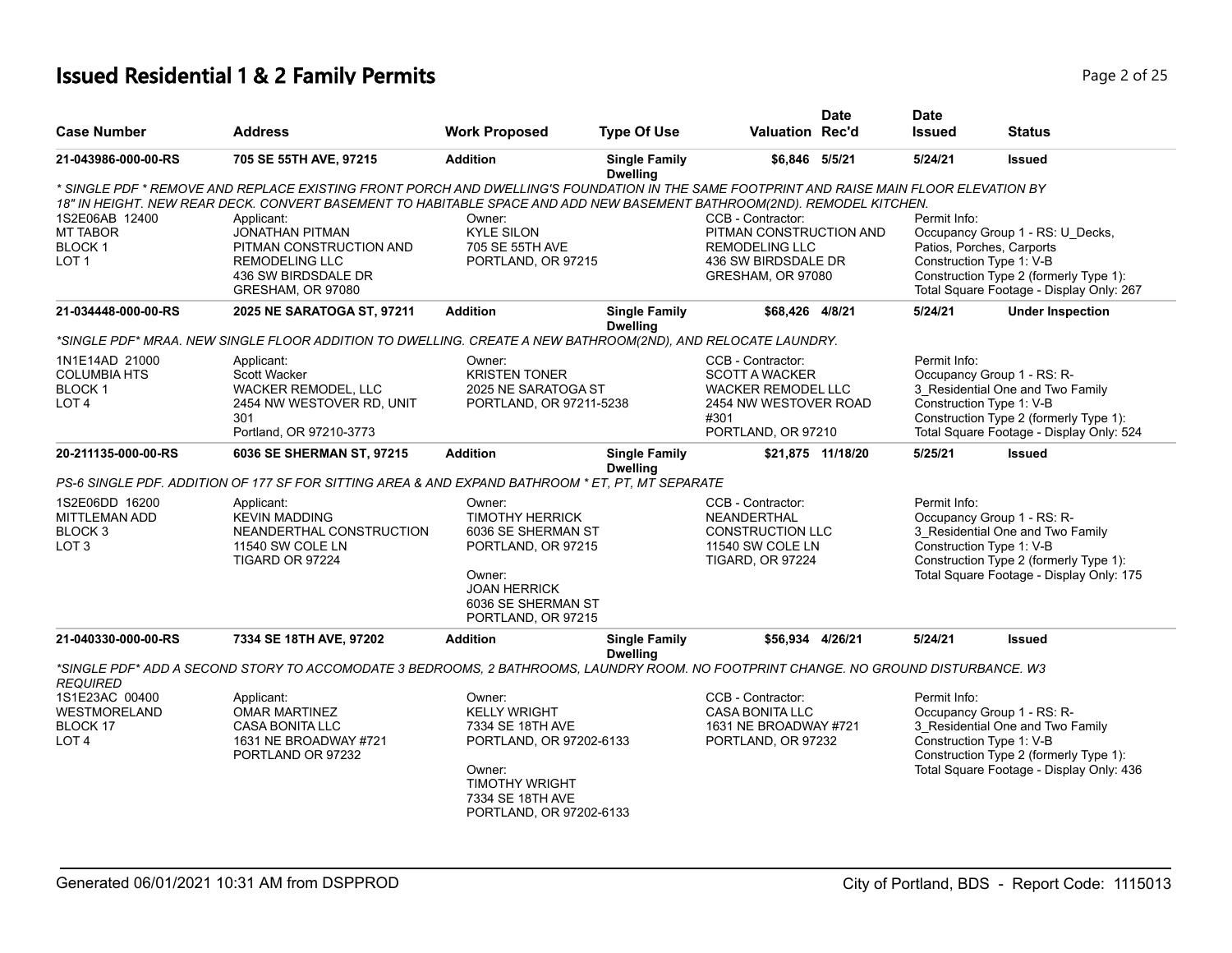# Issued Residential 1 & 2 Family Permits

| Case Number | Address | Work Proposed | Type Of Use | Valuation | Date Rec'd | Date Issued | Status |
|---|---|---|---|---|---|---|---|
| 21-043986-000-00-RS | 705 SE 55TH AVE, 97215 | Addition | Single Family Dwelling | $6,846 | 5/5/21 | 5/24/21 | Issued |

*\* SINGLE PDF \* REMOVE AND REPLACE EXISTING FRONT PORCH AND DWELLING'S FOUNDATION IN THE SAME FOOTPRINT AND RAISE MAIN FLOOR ELEVATION BY 18" IN HEIGHT. NEW REAR DECK. CONVERT BASEMENT TO HABITABLE SPACE AND ADD NEW BASEMENT BATHROOM(2ND). REMODEL KITCHEN.*

1S2E06AB 12400
MT TABOR
BLOCK 1
LOT 1

Applicant:
JONATHAN PITMAN
PITMAN CONSTRUCTION AND REMODELING LLC
436 SW BIRDSDALE DR
GRESHAM, OR 97080

Owner:
KYLE SILON
705 SE 55TH AVE
PORTLAND, OR 97215

CCB - Contractor:
PITMAN CONSTRUCTION AND REMODELING LLC
436 SW BIRDSDALE DR
GRESHAM, OR 97080

Permit Info:
Occupancy Group 1 - RS: U_Decks, Patios, Porches, Carports
Construction Type 1: V-B
Construction Type 2 (formerly Type 1):
Total Square Footage - Display Only: 267

| Case Number | Address | Work Proposed | Type Of Use | Valuation | Date Rec'd | Date Issued | Status |
|---|---|---|---|---|---|---|---|
| 21-034448-000-00-RS | 2025 NE SARATOGA ST, 97211 | Addition | Single Family Dwelling | $68,426 | 4/8/21 | 5/24/21 | Under Inspection |

*\*SINGLE PDF\* MRAA. NEW SINGLE FLOOR ADDITION TO DWELLING. CREATE A NEW BATHROOM(2ND), AND RELOCATE LAUNDRY.*

1N1E14AD 21000
COLUMBIA HTS
BLOCK 1
LOT 4

Applicant:
Scott Wacker
WACKER REMODEL, LLC
2454 NW WESTOVER RD, UNIT 301
Portland, OR 97210-3773

Owner:
KRISTEN TONER
2025 NE SARATOGA ST
PORTLAND, OR 97211-5238

CCB - Contractor:
SCOTT A WACKER
WACKER REMODEL LLC
2454 NW WESTOVER ROAD #301
PORTLAND, OR 97210

Permit Info:
Occupancy Group 1 - RS: R-3_Residential One and Two Family
Construction Type 1: V-B
Construction Type 2 (formerly Type 1):
Total Square Footage - Display Only: 524

| Case Number | Address | Work Proposed | Type Of Use | Valuation | Date Rec'd | Date Issued | Status |
|---|---|---|---|---|---|---|---|
| 20-211135-000-00-RS | 6036 SE SHERMAN ST, 97215 | Addition | Single Family Dwelling | $21,875 | 11/18/20 | 5/25/21 | Issued |

*PS-6 SINGLE PDF. ADDITION OF 177 SF FOR SITTING AREA & AND EXPAND BATHROOM \* ET, PT, MT SEPARATE*

1S2E06DD 16200
MITTLEMAN ADD
BLOCK 3
LOT 3

Applicant:
KEVIN MADDING
NEANDERTHAL CONSTRUCTION
11540 SW COLE LN
TIGARD OR 97224

Owner:
TIMOTHY HERRICK
6036 SE SHERMAN ST
PORTLAND, OR 97215

Owner:
JOAN HERRICK
6036 SE SHERMAN ST
PORTLAND, OR 97215

CCB - Contractor:
NEANDERTHAL CONSTRUCTION LLC
11540 SW COLE LN
TIGARD, OR 97224

Permit Info:
Occupancy Group 1 - RS: R-3_Residential One and Two Family
Construction Type 1: V-B
Construction Type 2 (formerly Type 1):
Total Square Footage - Display Only: 175

| Case Number | Address | Work Proposed | Type Of Use | Valuation | Date Rec'd | Date Issued | Status |
|---|---|---|---|---|---|---|---|
| 21-040330-000-00-RS | 7334 SE 18TH AVE, 97202 | Addition | Single Family Dwelling | $56,934 | 4/26/21 | 5/24/21 | Issued |

*\*SINGLE PDF\* ADD A SECOND STORY TO ACCOMODATE 3 BEDROOMS, 2 BATHROOMS, LAUNDRY ROOM. NO FOOTPRINT CHANGE. NO GROUND DISTURBANCE. W3 REQUIRED*

1S1E23AC 00400
WESTMORELAND
BLOCK 17
LOT 4

Applicant:
OMAR MARTINEZ
CASA BONITA LLC
1631 NE BROADWAY #721
PORTLAND OR 97232

Owner:
KELLY WRIGHT
7334 SE 18TH AVE
PORTLAND, OR 97202-6133

Owner:
TIMOTHY WRIGHT
7334 SE 18TH AVE
PORTLAND, OR 97202-6133

CCB - Contractor:
CASA BONITA LLC
1631 NE BROADWAY #721
PORTLAND, OR 97232

Permit Info:
Occupancy Group 1 - RS: R-3_Residential One and Two Family
Construction Type 1: V-B
Construction Type 2 (formerly Type 1):
Total Square Footage - Display Only: 436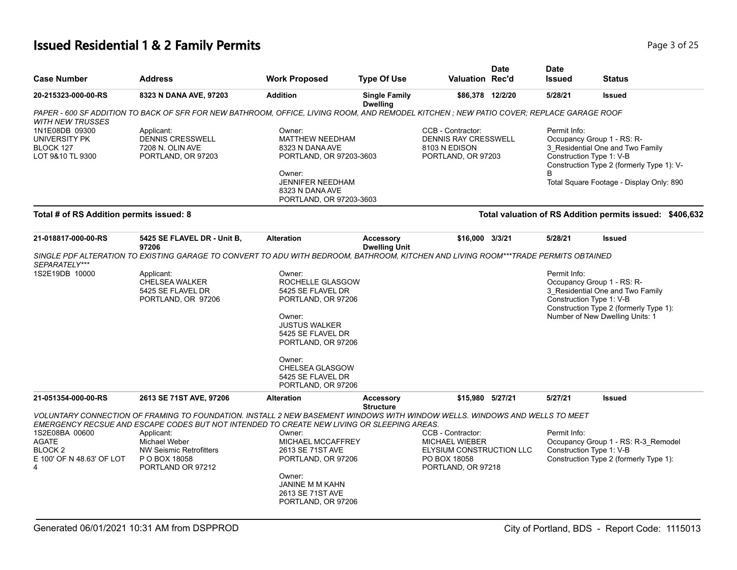# Issued Residential 1 & 2 Family Permits

| Case Number | Address | Work Proposed | Type Of Use | Valuation | Date Rec'd | Date Issued | Status |
|---|---|---|---|---|---|---|---|
| **20-215323-000-00-RS** | **8323 N DANA AVE, 97203** | **Addition** | **Single Family Dwelling** | **$86,378** | **12/2/20** | **5/28/21** | **Issued** |

*PAPER - 600 SF ADDITION TO BACK OF SFR FOR NEW BATHROOM, OFFICE, LIVING ROOM, AND REMODEL KITCHEN ; NEW PATIO COVER; REPLACE GARAGE ROOF WITH NEW TRUSSES*

1N1E08DB 09300
UNIVERSITY PK
BLOCK 127
LOT 9&10 TL 9300

Applicant:
DENNIS CRESSWELL
7208 N. OLIN AVE
PORTLAND, OR 97203

Owner:
MATTHEW NEEDHAM
8323 N DANA AVE
PORTLAND, OR 97203-3603

Owner:
JENNIFER NEEDHAM
8323 N DANA AVE
PORTLAND, OR 97203-3603

CCB - Contractor:
DENNIS RAY CRESSWELL
8103 N EDISON
PORTLAND, OR 97203

Permit Info:
Occupancy Group 1 - RS: R-3_Residential One and Two Family
Construction Type 1: V-B
Construction Type 2 (formerly Type 1): V-B
Total Square Footage - Display Only: 890

**Total # of RS Addition permits issued: 8**

**Total valuation of RS Addition permits issued: $406,632**

| Case Number | Address | Work Proposed | Type Of Use | Valuation | Date Rec'd | Date Issued | Status |
|---|---|---|---|---|---|---|---|
| **21-018817-000-00-RS** | **5425 SE FLAVEL DR - Unit B, 97206** | **Alteration** | **Accessory Dwelling Unit** | **$16,000** | **3/3/21** | **5/28/21** | **Issued** |

*SINGLE PDF ALTERATION TO EXISTING GARAGE TO CONVERT TO ADU WITH BEDROOM, BATHROOM, KITCHEN AND LIVING ROOM***TRADE PERMITS OBTAINED SEPARATELY****

1S2E19DB 10000

Applicant:
CHELSEA WALKER
5425 SE FLAVEL DR
PORTLAND, OR 97206

Owner:
ROCHELLE GLASGOW
5425 SE FLAVEL DR
PORTLAND, OR 97206

Owner:
JUSTUS WALKER
5425 SE FLAVEL DR
PORTLAND, OR 97206

Owner:
CHELSEA GLASGOW
5425 SE FLAVEL DR
PORTLAND, OR 97206

Permit Info:
Occupancy Group 1 - RS: R-3_Residential One and Two Family
Construction Type 1: V-B
Construction Type 2 (formerly Type 1):
Number of New Dwelling Units: 1

| Case Number | Address | Work Proposed | Type Of Use | Valuation | Date Rec'd | Date Issued | Status |
|---|---|---|---|---|---|---|---|
| **21-051354-000-00-RS** | **2613 SE 71ST AVE, 97206** | **Alteration** | **Accessory Structure** | **$15,980** | **5/27/21** | **5/27/21** | **Issued** |

*VOLUNTARY CONNECTION OF FRAMING TO FOUNDATION. INSTALL 2 NEW BASEMENT WINDOWS WITH WINDOW WELLS. WINDOWS AND WELLS TO MEET EMERGENCY RECSUE AND ESCAPE CODES BUT NOT INTENDED TO CREATE NEW LIVING OR SLEEPING AREAS.*

1S2E08BA 00600
AGATE
BLOCK 2
E 100' OF N 48.63' OF LOT 4

Applicant:
Michael Weber
NW Seismic Retrofitters
P O BOX 18058
PORTLAND OR 97212

Owner:
MICHAEL MCCAFFREY
2613 SE 71ST AVE
PORTLAND, OR 97206

Owner:
JANINE M M KAHN
2613 SE 71ST AVE
PORTLAND, OR 97206

CCB - Contractor:
MICHAEL WIEBER
ELYSIUM CONSTRUCTION LLC
PO BOX 18058
PORTLAND, OR 97218

Permit Info:
Occupancy Group 1 - RS: R-3_Remodel
Construction Type 1: V-B
Construction Type 2 (formerly Type 1):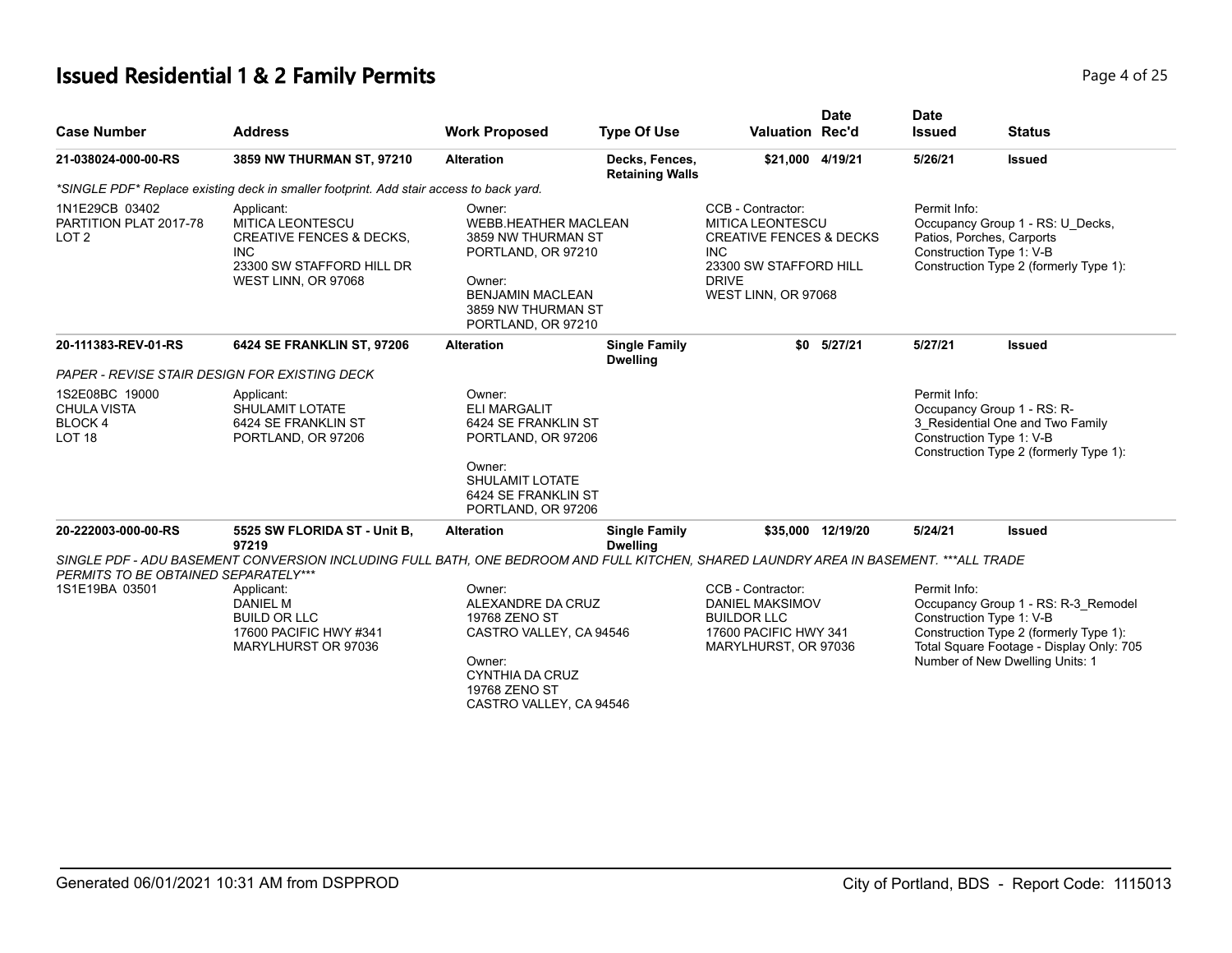# Issued Residential 1 & 2 Family Permits

| Case Number | Address | Work Proposed | Type Of Use | Valuation | Date Rec'd | Date Issued | Status |
|---|---|---|---|---|---|---|---|
| **21-038024-000-00-RS** | **3859 NW THURMAN ST, 97210** | **Alteration** | **Decks, Fences, Retaining Walls** | **$21,000** | **4/19/21** | **5/26/21** | **Issued** |

*\*SINGLE PDF\* Replace existing deck in smaller footprint. Add stair access to back yard.*

1N1E29CB 03402
PARTITION PLAT 2017-78
LOT 2

Applicant:
MITICA LEONTESCU
CREATIVE FENCES & DECKS, INC
23300 SW STAFFORD HILL DR
WEST LINN, OR 97068

Owner:
WEBB.HEATHER MACLEAN
3859 NW THURMAN ST
PORTLAND, OR 97210

Owner:
BENJAMIN MACLEAN
3859 NW THURMAN ST
PORTLAND, OR 97210

CCB - Contractor:
MITICA LEONTESCU
CREATIVE FENCES & DECKS INC
23300 SW STAFFORD HILL DRIVE
WEST LINN, OR 97068

Permit Info:
Occupancy Group 1 - RS: U_Decks, Patios, Porches, Carports
Construction Type 1: V-B
Construction Type 2 (formerly Type 1):

| Case Number | Address | Work Proposed | Type Of Use | Valuation | Date Rec'd | Date Issued | Status |
|---|---|---|---|---|---|---|---|
| **20-111383-REV-01-RS** | **6424 SE FRANKLIN ST, 97206** | **Alteration** | **Single Family Dwelling** | **$0** | **5/27/21** | **5/27/21** | **Issued** |

*PAPER - REVISE STAIR DESIGN FOR EXISTING DECK*

1S2E08BC 19000
CHULA VISTA
BLOCK 4
LOT 18

Applicant:
SHULAMIT LOTATE
6424 SE FRANKLIN ST
PORTLAND, OR 97206

Owner:
ELI MARGALIT
6424 SE FRANKLIN ST
PORTLAND, OR 97206

Owner:
SHULAMIT LOTATE
6424 SE FRANKLIN ST
PORTLAND, OR 97206

Permit Info:
Occupancy Group 1 - RS: R-3_Residential One and Two Family
Construction Type 1: V-B
Construction Type 2 (formerly Type 1):

| Case Number | Address | Work Proposed | Type Of Use | Valuation | Date Rec'd | Date Issued | Status |
|---|---|---|---|---|---|---|---|
| **20-222003-000-00-RS** | **5525 SW FLORIDA ST - Unit B, 97219** | **Alteration** | **Single Family Dwelling** | **$35,000** | **12/19/20** | **5/24/21** | **Issued** |

*SINGLE PDF - ADU BASEMENT CONVERSION INCLUDING FULL BATH, ONE BEDROOM AND FULL KITCHEN, SHARED LAUNDRY AREA IN BASEMENT. \*\*\*ALL TRADE PERMITS TO BE OBTAINED SEPARATELY\*\*\**

1S1E19BA 03501

Applicant:
DANIEL M
BUILD OR LLC
17600 PACIFIC HWY #341
MARYLHURST OR 97036

Owner:
ALEXANDRE DA CRUZ
19768 ZENO ST
CASTRO VALLEY, CA 94546

Owner:
CYNTHIA DA CRUZ
19768 ZENO ST
CASTRO VALLEY, CA 94546

CCB - Contractor:
DANIEL MAKSIMOV
BUILDOR LLC
17600 PACIFIC HWY 341
MARYLHURST, OR 97036

Permit Info:
Occupancy Group 1 - RS: R-3_Remodel
Construction Type 1: V-B
Construction Type 2 (formerly Type 1):
Total Square Footage - Display Only: 705
Number of New Dwelling Units: 1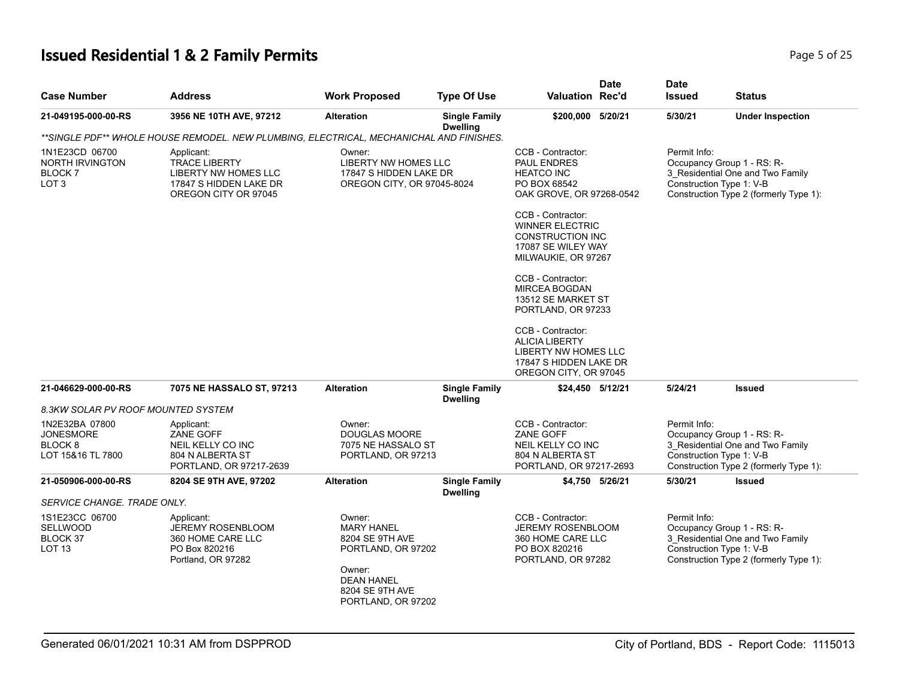# Issued Residential 1 & 2 Family Permits

| Case Number | Address | Work Proposed | Type Of Use | Valuation | Date Rec'd | Date Issued | Status |
|---|---|---|---|---|---|---|---|
| **21-049195-000-00-RS** | **3956 NE 10TH AVE, 97212** | **Alteration** | **Single Family Dwelling** | **$200,000** | **5/20/21** | **5/30/21** | **Under Inspection** |
| ***SINGLE PDF** WHOLE HOUSE REMODEL. NEW PLUMBING, ELECTRICAL, MECHANICHAL AND FINISHES.* | | | | | | | |
| 1N1E23CD 06700<br>NORTH IRVINGTON<br>BLOCK 7<br>LOT 3 | Applicant:<br>TRACE LIBERTY<br>LIBERTY NW HOMES LLC<br>17847 S HIDDEN LAKE DR<br>OREGON CITY OR 97045 | Owner:<br>LIBERTY NW HOMES LLC<br>17847 S HIDDEN LAKE DR<br>OREGON CITY, OR 97045-8024 | | CCB - Contractor:<br>PAUL ENDRES<br>HEATCO INC<br>PO BOX 68542<br>OAK GROVE, OR 97268-0542<br><br>CCB - Contractor:<br>WINNER ELECTRIC<br>CONSTRUCTION INC<br>17087 SE WILEY WAY<br>MILWAUKIE, OR 97267<br><br>CCB - Contractor:<br>MIRCEA BOGDAN<br>13512 SE MARKET ST<br>PORTLAND, OR 97233<br><br>CCB - Contractor:<br>ALICIA LIBERTY<br>LIBERTY NW HOMES LLC<br>17847 S HIDDEN LAKE DR<br>OREGON CITY, OR 97045 | | Permit Info:<br>Occupancy Group 1 - RS: R-3_Residential One and Two Family<br>Construction Type 1: V-B<br>Construction Type 2 (formerly Type 1): | |
| **21-046629-000-00-RS** | **7075 NE HASSALO ST, 97213** | **Alteration** | **Single Family Dwelling** | **$24,450** | **5/12/21** | **5/24/21** | **Issued** |
| *8.3KW SOLAR PV ROOF MOUNTED SYSTEM* | | | | | | | |
| 1N2E32BA 07800<br>JONESMORE<br>BLOCK 8<br>LOT 15&16 TL 7800 | Applicant:<br>ZANE GOFF<br>NEIL KELLY CO INC<br>804 N ALBERTA ST<br>PORTLAND, OR 97217-2639 | Owner:<br>DOUGLAS MOORE<br>7075 NE HASSALO ST<br>PORTLAND, OR 97213 | | CCB - Contractor:<br>ZANE GOFF<br>NEIL KELLY CO INC<br>804 N ALBERTA ST<br>PORTLAND, OR 97217-2693 | | Permit Info:<br>Occupancy Group 1 - RS: R-3_Residential One and Two Family<br>Construction Type 1: V-B<br>Construction Type 2 (formerly Type 1): | |
| **21-050906-000-00-RS** | **8204 SE 9TH AVE, 97202** | **Alteration** | **Single Family Dwelling** | **$4,750** | **5/26/21** | **5/30/21** | **Issued** |
| *SERVICE CHANGE. TRADE ONLY.* | | | | | | | |
| 1S1E23CC 06700<br>SELLWOOD<br>BLOCK 37<br>LOT 13 | Applicant:<br>JEREMY ROSENBLOOM<br>360 HOME CARE LLC<br>PO Box 820216<br>Portland, OR 97282 | Owner:<br>MARY HANEL<br>8204 SE 9TH AVE<br>PORTLAND, OR 97202<br><br>Owner:<br>DEAN HANEL<br>8204 SE 9TH AVE<br>PORTLAND, OR 97202 | | CCB - Contractor:<br>JEREMY ROSENBLOOM<br>360 HOME CARE LLC<br>PO BOX 820216<br>PORTLAND, OR 97282 | | Permit Info:<br>Occupancy Group 1 - RS: R-3_Residential One and Two Family<br>Construction Type 1: V-B<br>Construction Type 2 (formerly Type 1): | |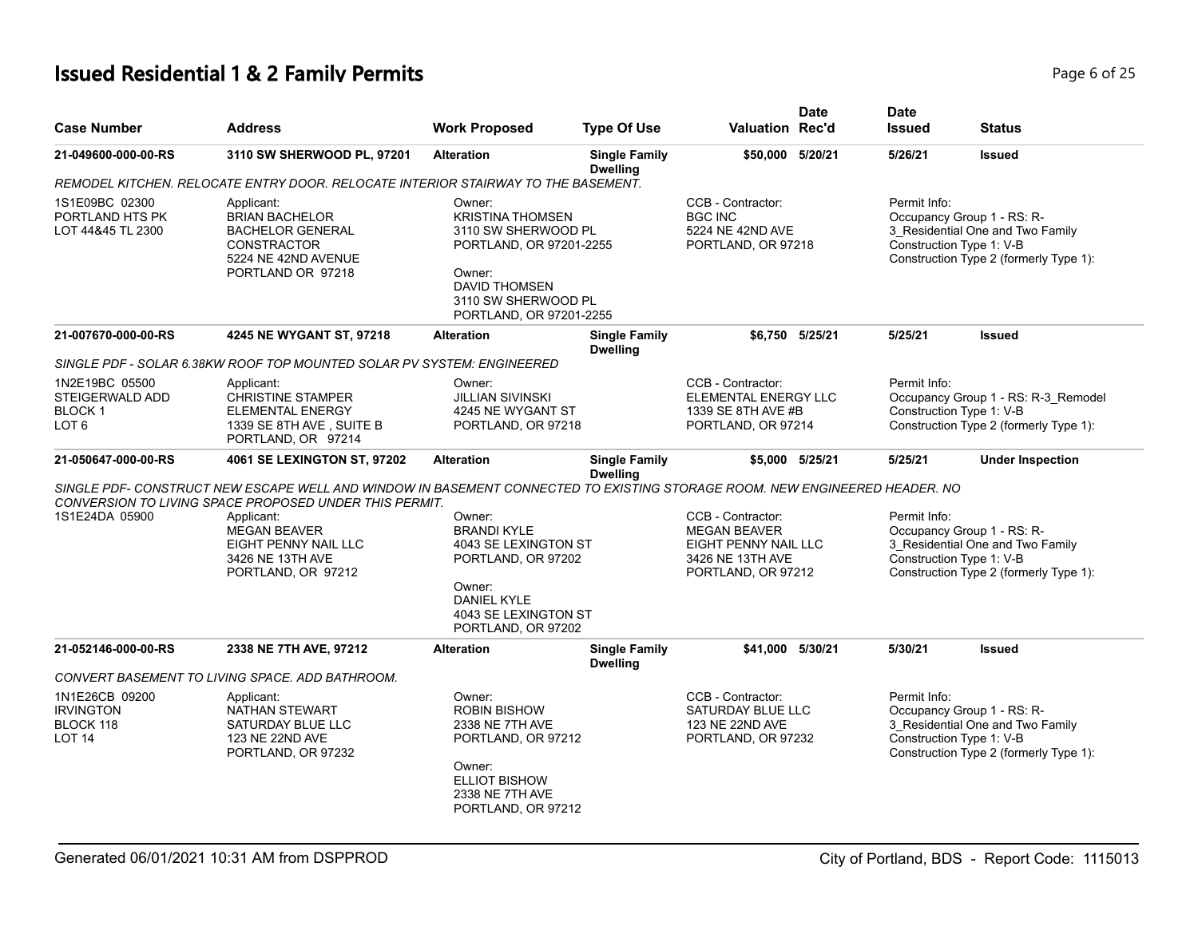# Issued Residential 1 & 2 Family Permits

| Case Number | Address | Work Proposed | Type Of Use | Valuation | Date Rec'd | Date Issued | Status |
|---|---|---|---|---|---|---|---|
| 21-049600-000-00-RS | 3110 SW SHERWOOD PL, 97201 | Alteration | Single Family Dwelling | $50,000 | 5/20/21 | 5/26/21 | Issued |

*REMODEL KITCHEN. RELOCATE ENTRY DOOR. RELOCATE INTERIOR STAIRWAY TO THE BASEMENT.*

1S1E09BC 02300
PORTLAND HTS PK
LOT 44&45 TL 2300

Applicant:
BRIAN BACHELOR
BACHELOR GENERAL CONSTRACTOR
5224 NE 42ND AVENUE
PORTLAND OR 97218

Owner:
KRISTINA THOMSEN
3110 SW SHERWOOD PL
PORTLAND, OR 97201-2255

Owner:
DAVID THOMSEN
3110 SW SHERWOOD PL
PORTLAND, OR 97201-2255

CCB - Contractor:
BGC INC
5224 NE 42ND AVE
PORTLAND, OR 97218

Permit Info:
Occupancy Group 1 - RS: R-3_Residential One and Two Family
Construction Type 1: V-B
Construction Type 2 (formerly Type 1):

| Case Number | Address | Work Proposed | Type Of Use | Valuation | Date Rec'd | Date Issued | Status |
|---|---|---|---|---|---|---|---|
| 21-007670-000-00-RS | 4245 NE WYGANT ST, 97218 | Alteration | Single Family Dwelling | $6,750 | 5/25/21 | 5/25/21 | Issued |

*SINGLE PDF - SOLAR 6.38KW ROOF TOP MOUNTED SOLAR PV SYSTEM: ENGINEERED*

1N2E19BC 05500
STEIGERWALD ADD
BLOCK 1
LOT 6

Applicant:
CHRISTINE STAMPER
ELEMENTAL ENERGY
1339 SE 8TH AVE , SUITE B
PORTLAND, OR 97214

Owner:
JILLIAN SIVINSKI
4245 NE WYGANT ST
PORTLAND, OR 97218

CCB - Contractor:
ELEMENTAL ENERGY LLC
1339 SE 8TH AVE #B
PORTLAND, OR 97214

Permit Info:
Occupancy Group 1 - RS: R-3_Remodel
Construction Type 1: V-B
Construction Type 2 (formerly Type 1):

| Case Number | Address | Work Proposed | Type Of Use | Valuation | Date Rec'd | Date Issued | Status |
|---|---|---|---|---|---|---|---|
| 21-050647-000-00-RS | 4061 SE LEXINGTON ST, 97202 | Alteration | Single Family Dwelling | $5,000 | 5/25/21 | 5/25/21 | Under Inspection |

*SINGLE PDF- CONSTRUCT NEW ESCAPE WELL AND WINDOW IN BASEMENT CONNECTED TO EXISTING STORAGE ROOM. NEW ENGINEERED HEADER. NO CONVERSION TO LIVING SPACE PROPOSED UNDER THIS PERMIT.*

1S1E24DA 05900

Applicant:
MEGAN BEAVER
EIGHT PENNY NAIL LLC
3426 NE 13TH AVE
PORTLAND, OR 97212

Owner:
BRANDI KYLE
4043 SE LEXINGTON ST
PORTLAND, OR 97202

Owner:
DANIEL KYLE
4043 SE LEXINGTON ST
PORTLAND, OR 97202

CCB - Contractor:
MEGAN BEAVER
EIGHT PENNY NAIL LLC
3426 NE 13TH AVE
PORTLAND, OR 97212

Permit Info:
Occupancy Group 1 - RS: R-3_Residential One and Two Family
Construction Type 1: V-B
Construction Type 2 (formerly Type 1):

| Case Number | Address | Work Proposed | Type Of Use | Valuation | Date Rec'd | Date Issued | Status |
|---|---|---|---|---|---|---|---|
| 21-052146-000-00-RS | 2338 NE 7TH AVE, 97212 | Alteration | Single Family Dwelling | $41,000 | 5/30/21 | 5/30/21 | Issued |

*CONVERT BASEMENT TO LIVING SPACE. ADD BATHROOM.*

1N1E26CB 09200
IRVINGTON
BLOCK 118
LOT 14

Applicant:
NATHAN STEWART
SATURDAY BLUE LLC
123 NE 22ND AVE
PORTLAND, OR 97232

Owner:
ROBIN BISHOW
2338 NE 7TH AVE
PORTLAND, OR 97212

Owner:
ELLIOT BISHOW
2338 NE 7TH AVE
PORTLAND, OR 97212

CCB - Contractor:
SATURDAY BLUE LLC
123 NE 22ND AVE
PORTLAND, OR 97232

Permit Info:
Occupancy Group 1 - RS: R-3_Residential One and Two Family
Construction Type 1: V-B
Construction Type 2 (formerly Type 1):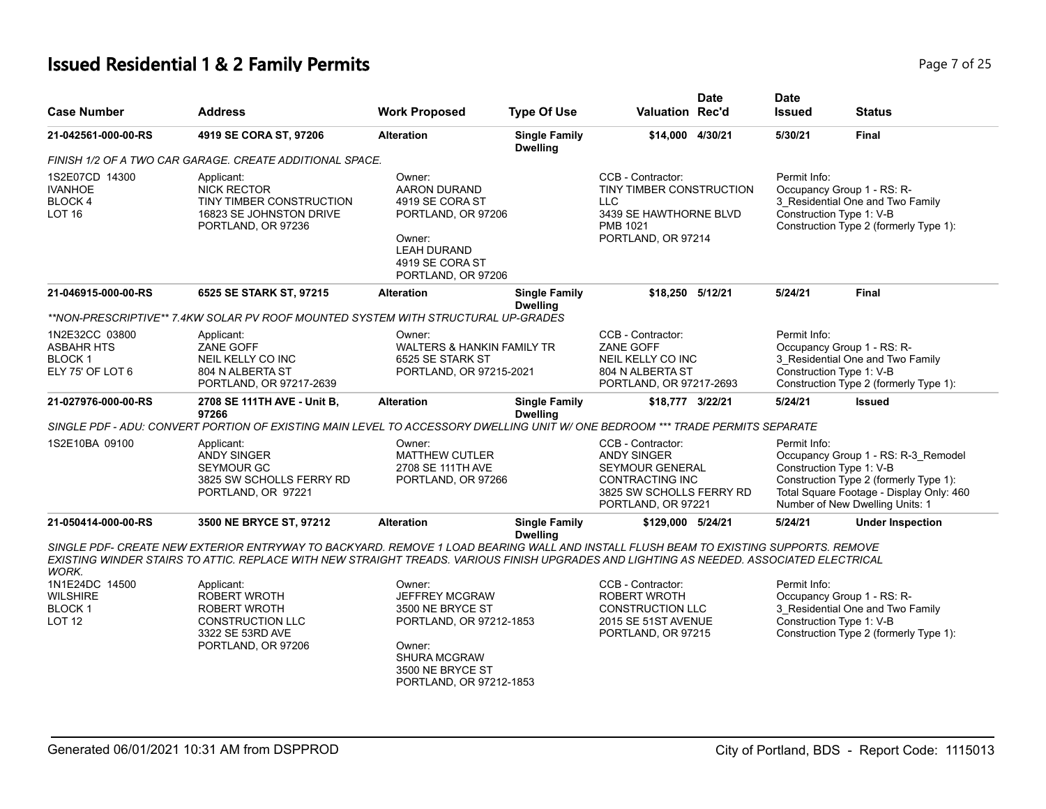## Issued Residential 1 & 2 Family Permits

| Case Number | Address | Work Proposed | Type Of Use | Valuation | Date Rec'd | Date Issued | Status |
|---|---|---|---|---|---|---|---|
| 21-042561-000-00-RS | 4919 SE CORA ST, 97206 | Alteration | Single Family Dwelling | $14,000 | 4/30/21 | 5/30/21 | Final |
| *FINISH 1/2 OF A TWO CAR GARAGE. CREATE ADDITIONAL SPACE.* | | | | | | | |
| 1S2E07CD 14300<br>IVANHOE<br>BLOCK 4<br>LOT 16 | Applicant:<br>NICK RECTOR<br>TINY TIMBER CONSTRUCTION<br>16823 SE JOHNSTON DRIVE<br>PORTLAND, OR 97236 | Owner:<br>AARON DURAND<br>4919 SE CORA ST<br>PORTLAND, OR 97206<br>Owner:<br>LEAH DURAND<br>4919 SE CORA ST<br>PORTLAND, OR 97206 | | CCB - Contractor:<br>TINY TIMBER CONSTRUCTION LLC<br>3439 SE HAWTHORNE BLVD<br>PMB 1021<br>PORTLAND, OR 97214 | | Permit Info:<br>Occupancy Group 1 - RS: R-3_Residential One and Two Family<br>Construction Type 1: V-B<br>Construction Type 2 (formerly Type 1): | |
| 21-046915-000-00-RS | 6525 SE STARK ST, 97215 | Alteration | Single Family Dwelling | $18,250 | 5/12/21 | 5/24/21 | Final |
| *\*\*NON-PRESCRIPTIVE\*\* 7.4KW SOLAR PV ROOF MOUNTED SYSTEM WITH STRUCTURAL UP-GRADES* | | | | | | | |
| 1N2E32CC 03800<br>ASBAHR HTS<br>BLOCK 1<br>ELY 75' OF LOT 6 | Applicant:<br>ZANE GOFF<br>NEIL KELLY CO INC<br>804 N ALBERTA ST<br>PORTLAND, OR 97217-2639 | Owner:<br>WALTERS & HANKIN FAMILY TR<br>6525 SE STARK ST<br>PORTLAND, OR 97215-2021 | | CCB - Contractor:<br>ZANE GOFF<br>NEIL KELLY CO INC<br>804 N ALBERTA ST<br>PORTLAND, OR 97217-2693 | | Permit Info:<br>Occupancy Group 1 - RS: R-3_Residential One and Two Family<br>Construction Type 1: V-B<br>Construction Type 2 (formerly Type 1): | |
| 21-027976-000-00-RS | 2708 SE 111TH AVE - Unit B, 97266 | Alteration | Single Family Dwelling | $18,777 | 3/22/21 | 5/24/21 | Issued |
| *SINGLE PDF - ADU: CONVERT PORTION OF EXISTING MAIN LEVEL TO ACCESSORY DWELLING UNIT W/ ONE BEDROOM \*\*\* TRADE PERMITS SEPARATE* | | | | | | | |
| 1S2E10BA 09100 | Applicant:<br>ANDY SINGER<br>SEYMOUR GC<br>3825 SW SCHOLLS FERRY RD<br>PORTLAND, OR 97221 | Owner:<br>MATTHEW CUTLER<br>2708 SE 111TH AVE<br>PORTLAND, OR 97266 | | CCB - Contractor:<br>ANDY SINGER<br>SEYMOUR GENERAL CONTRACTING INC<br>3825 SW SCHOLLS FERRY RD<br>PORTLAND, OR 97221 | | Permit Info:<br>Occupancy Group 1 - RS: R-3_Remodel<br>Construction Type 1: V-B<br>Construction Type 2 (formerly Type 1):<br>Total Square Footage - Display Only: 460<br>Number of New Dwelling Units: 1 | |
| 21-050414-000-00-RS | 3500 NE BRYCE ST, 97212 | Alteration | Single Family Dwelling | $129,000 | 5/24/21 | 5/24/21 | Under Inspection |
| *SINGLE PDF- CREATE NEW EXTERIOR ENTRYWAY TO BACKYARD. REMOVE 1 LOAD BEARING WALL AND INSTALL FLUSH BEAM TO EXISTING SUPPORTS. REMOVE EXISTING WINDER STAIRS TO ATTIC. REPLACE WITH NEW STRAIGHT TREADS. VARIOUS FINISH UPGRADES AND LIGHTING AS NEEDED. ASSOCIATED ELECTRICAL WORK.* | | | | | | | |
| 1N1E24DC 14500<br>WILSHIRE<br>BLOCK 1<br>LOT 12 | Applicant:<br>ROBERT WROTH<br>ROBERT WROTH CONSTRUCTION LLC<br>3322 SE 53RD AVE<br>PORTLAND, OR 97206 | Owner:<br>JEFFREY MCGRAW<br>3500 NE BRYCE ST<br>PORTLAND, OR 97212-1853<br>Owner:<br>SHURA MCGRAW<br>3500 NE BRYCE ST<br>PORTLAND, OR 97212-1853 | | CCB - Contractor:<br>ROBERT WROTH<br>CONSTRUCTION LLC<br>2015 SE 51ST AVENUE<br>PORTLAND, OR 97215 | | Permit Info:<br>Occupancy Group 1 - RS: R-3_Residential One and Two Family<br>Construction Type 1: V-B<br>Construction Type 2 (formerly Type 1): | |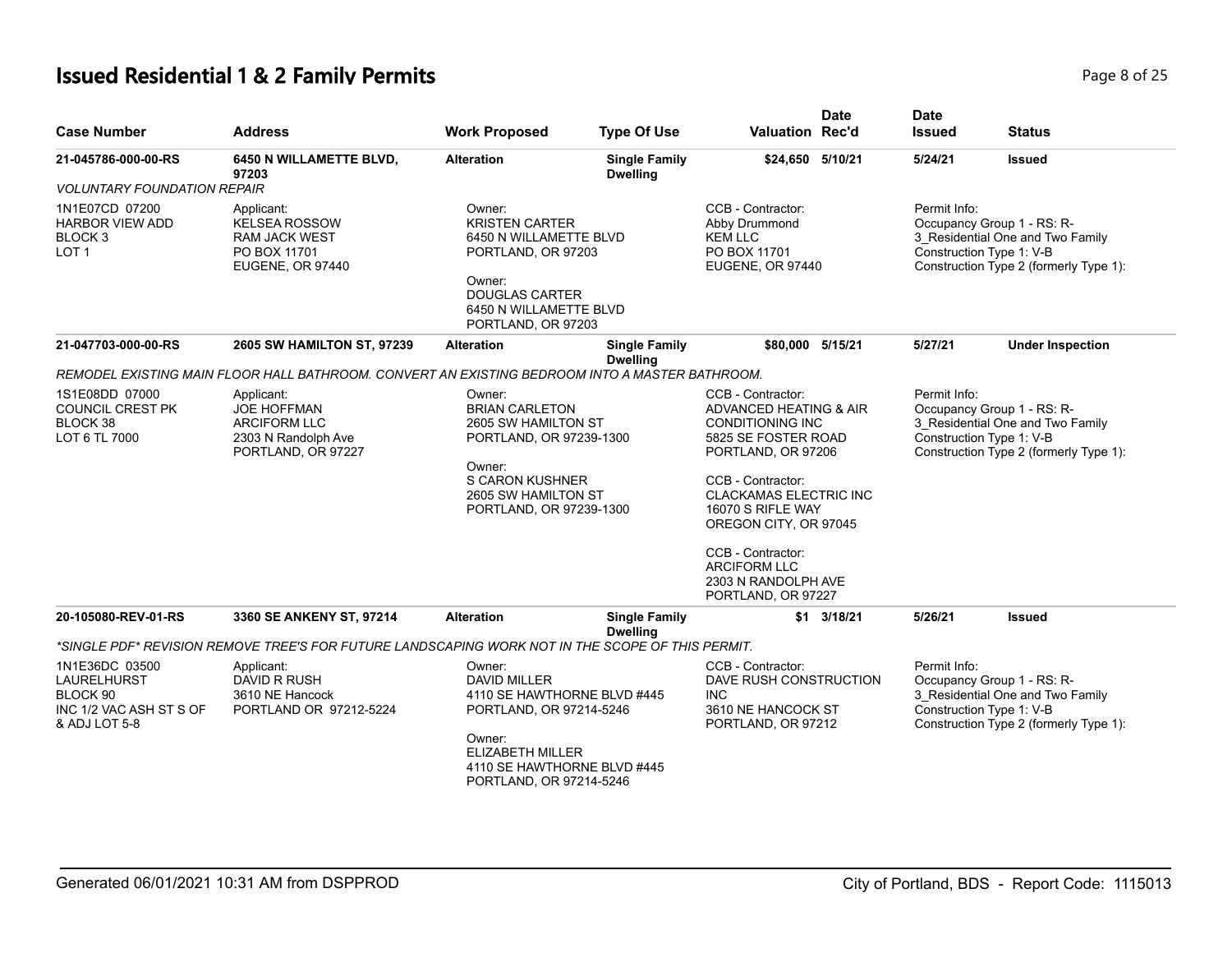# Issued Residential 1 & 2 Family Permits

| Case Number | Address | Work Proposed | Type Of Use | Valuation | Date Rec'd | Date Issued | Status |
|---|---|---|---|---|---|---|---|
| 21-045786-000-00-RS | 6450 N WILLAMETTE BLVD, 97203 | Alteration | Single Family Dwelling | $24,650 | 5/10/21 | 5/24/21 | Issued |

*VOLUNTARY FOUNDATION REPAIR*

1N1E07CD 07200
HARBOR VIEW ADD
BLOCK 3
LOT 1

Applicant:
KELSEA ROSSOW
RAM JACK WEST
PO BOX 11701
EUGENE, OR 97440

Owner:
KRISTEN CARTER
6450 N WILLAMETTE BLVD
PORTLAND, OR 97203

Owner:
DOUGLAS CARTER
6450 N WILLAMETTE BLVD
PORTLAND, OR 97203

CCB - Contractor:
Abby Drummond
KEM LLC
PO BOX 11701
EUGENE, OR 97440

Permit Info:
Occupancy Group 1 - RS: R-3_Residential One and Two Family
Construction Type 1: V-B
Construction Type 2 (formerly Type 1):

| Case Number | Address | Work Proposed | Type Of Use | Valuation | Date Rec'd | Date Issued | Status |
|---|---|---|---|---|---|---|---|
| 21-047703-000-00-RS | 2605 SW HAMILTON ST, 97239 | Alteration | Single Family Dwelling | $80,000 | 5/15/21 | 5/27/21 | Under Inspection |

*REMODEL EXISTING MAIN FLOOR HALL BATHROOM. CONVERT AN EXISTING BEDROOM INTO A MASTER BATHROOM.*

1S1E08DD 07000
COUNCIL CREST PK
BLOCK 38
LOT 6 TL 7000

Applicant:
JOE HOFFMAN
ARCIFORM LLC
2303 N Randolph Ave
PORTLAND, OR 97227

Owner:
BRIAN CARLETON
2605 SW HAMILTON ST
PORTLAND, OR 97239-1300

Owner:
S CARON KUSHNER
2605 SW HAMILTON ST
PORTLAND, OR 97239-1300

CCB - Contractor:
ADVANCED HEATING & AIR CONDITIONING INC
5825 SE FOSTER ROAD
PORTLAND, OR 97206

CCB - Contractor:
CLACKAMAS ELECTRIC INC
16070 S RIFLE WAY
OREGON CITY, OR 97045

CCB - Contractor:
ARCIFORM LLC
2303 N RANDOLPH AVE
PORTLAND, OR 97227

Permit Info:
Occupancy Group 1 - RS: R-3_Residential One and Two Family
Construction Type 1: V-B
Construction Type 2 (formerly Type 1):

| Case Number | Address | Work Proposed | Type Of Use | Valuation | Date Rec'd | Date Issued | Status |
|---|---|---|---|---|---|---|---|
| 20-105080-REV-01-RS | 3360 SE ANKENY ST, 97214 | Alteration | Single Family Dwelling | $1 | 3/18/21 | 5/26/21 | Issued |

*\*SINGLE PDF\* REVISION REMOVE TREE'S FOR FUTURE LANDSCAPING WORK NOT IN THE SCOPE OF THIS PERMIT.*

1N1E36DC 03500
LAURELHURST
BLOCK 90
INC 1/2 VAC ASH ST S OF & ADJ LOT 5-8

Applicant:
DAVID R RUSH
3610 NE Hancock
PORTLAND OR 97212-5224

Owner:
DAVID MILLER
4110 SE HAWTHORNE BLVD #445
PORTLAND, OR 97214-5246

Owner:
ELIZABETH MILLER
4110 SE HAWTHORNE BLVD #445
PORTLAND, OR 97214-5246

CCB - Contractor:
DAVE RUSH CONSTRUCTION INC
3610 NE HANCOCK ST
PORTLAND, OR 97212

Permit Info:
Occupancy Group 1 - RS: R-3_Residential One and Two Family
Construction Type 1: V-B
Construction Type 2 (formerly Type 1):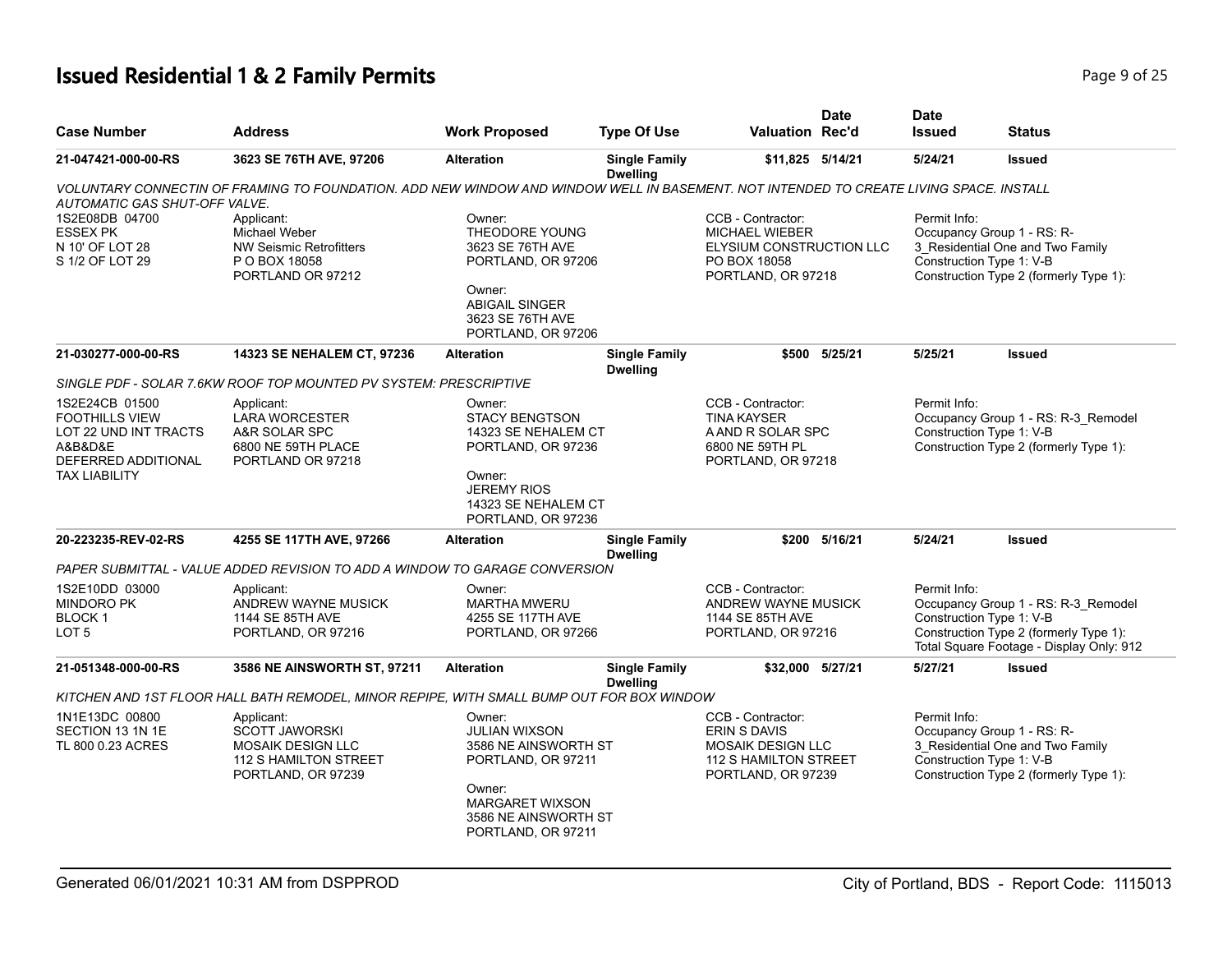# Issued Residential 1 & 2 Family Permits

| Case Number | Address | Work Proposed | Type Of Use | Valuation | Date Rec'd | Date Issued | Status |
|---|---|---|---|---|---|---|---|
| 21-047421-000-00-RS | 3623 SE 76TH AVE, 97206 | Alteration | Single Family Dwelling | $11,825 | 5/14/21 | 5/24/21 | Issued |

*VOLUNTARY CONNECTIN OF FRAMING TO FOUNDATION. ADD NEW WINDOW AND WINDOW WELL IN BASEMENT. NOT INTENDED TO CREATE LIVING SPACE. INSTALL AUTOMATIC GAS SHUT-OFF VALVE.*

1S2E08DB 04700
ESSEX PK
N 10' OF LOT 28
S 1/2 OF LOT 29

Applicant:
Michael Weber
NW Seismic Retrofitters
P O BOX 18058
PORTLAND OR 97212

Owner:
THEODORE YOUNG
3623 SE 76TH AVE
PORTLAND, OR 97206

Owner:
ABIGAIL SINGER
3623 SE 76TH AVE
PORTLAND, OR 97206

CCB - Contractor:
MICHAEL WIEBER
ELYSIUM CONSTRUCTION LLC
PO BOX 18058
PORTLAND, OR 97218

Permit Info:
Occupancy Group 1 - RS: R-3_Residential One and Two Family
Construction Type 1: V-B
Construction Type 2 (formerly Type 1):

| Case Number | Address | Work Proposed | Type Of Use | Valuation | Date Rec'd | Date Issued | Status |
|---|---|---|---|---|---|---|---|
| 21-030277-000-00-RS | 14323 SE NEHALEM CT, 97236 | Alteration | Single Family Dwelling | $500 | 5/25/21 | 5/25/21 | Issued |

*SINGLE PDF - SOLAR 7.6KW ROOF TOP MOUNTED PV SYSTEM: PRESCRIPTIVE*

1S2E24CB 01500
FOOTHILLS VIEW
LOT 22 UND INT TRACTS A&B&D&E
DEFERRED ADDITIONAL TAX LIABILITY

Applicant:
LARA WORCESTER
A&R SOLAR SPC
6800 NE 59TH PLACE
PORTLAND OR 97218

Owner:
STACY BENGTSON
14323 SE NEHALEM CT
PORTLAND, OR 97236

Owner:
JEREMY RIOS
14323 SE NEHALEM CT
PORTLAND, OR 97236

CCB - Contractor:
TINA KAYSER
A AND R SOLAR SPC
6800 NE 59TH PL
PORTLAND, OR 97218

Permit Info:
Occupancy Group 1 - RS: R-3_Remodel
Construction Type 1: V-B
Construction Type 2 (formerly Type 1):

| Case Number | Address | Work Proposed | Type Of Use | Valuation | Date Rec'd | Date Issued | Status |
|---|---|---|---|---|---|---|---|
| 20-223235-REV-02-RS | 4255 SE 117TH AVE, 97266 | Alteration | Single Family Dwelling | $200 | 5/16/21 | 5/24/21 | Issued |

*PAPER SUBMITTAL - VALUE ADDED REVISION TO ADD A WINDOW TO GARAGE CONVERSION*

1S2E10DD 03000
MINDORO PK
BLOCK 1
LOT 5

Applicant:
ANDREW WAYNE MUSICK
1144 SE 85TH AVE
PORTLAND, OR 97216

Owner:
MARTHA MWERU
4255 SE 117TH AVE
PORTLAND, OR 97266

CCB - Contractor:
ANDREW WAYNE MUSICK
1144 SE 85TH AVE
PORTLAND, OR 97216

Permit Info:
Occupancy Group 1 - RS: R-3_Remodel
Construction Type 1: V-B
Construction Type 2 (formerly Type 1):
Total Square Footage - Display Only: 912

| Case Number | Address | Work Proposed | Type Of Use | Valuation | Date Rec'd | Date Issued | Status |
|---|---|---|---|---|---|---|---|
| 21-051348-000-00-RS | 3586 NE AINSWORTH ST, 97211 | Alteration | Single Family Dwelling | $32,000 | 5/27/21 | 5/27/21 | Issued |

*KITCHEN AND 1ST FLOOR HALL BATH REMODEL, MINOR REPIPE, WITH SMALL BUMP OUT FOR BOX WINDOW*

1N1E13DC 00800
SECTION 13 1N 1E
TL 800 0.23 ACRES

Applicant:
SCOTT JAWORSKI
MOSAIK DESIGN LLC
112 S HAMILTON STREET
PORTLAND, OR 97239

Owner:
JULIAN WIXSON
3586 NE AINSWORTH ST
PORTLAND, OR 97211

Owner:
MARGARET WIXSON
3586 NE AINSWORTH ST
PORTLAND, OR 97211

CCB - Contractor:
ERIN S DAVIS
MOSAIK DESIGN LLC
112 S HAMILTON STREET
PORTLAND, OR 97239

Permit Info:
Occupancy Group 1 - RS: R-3_Residential One and Two Family
Construction Type 1: V-B
Construction Type 2 (formerly Type 1):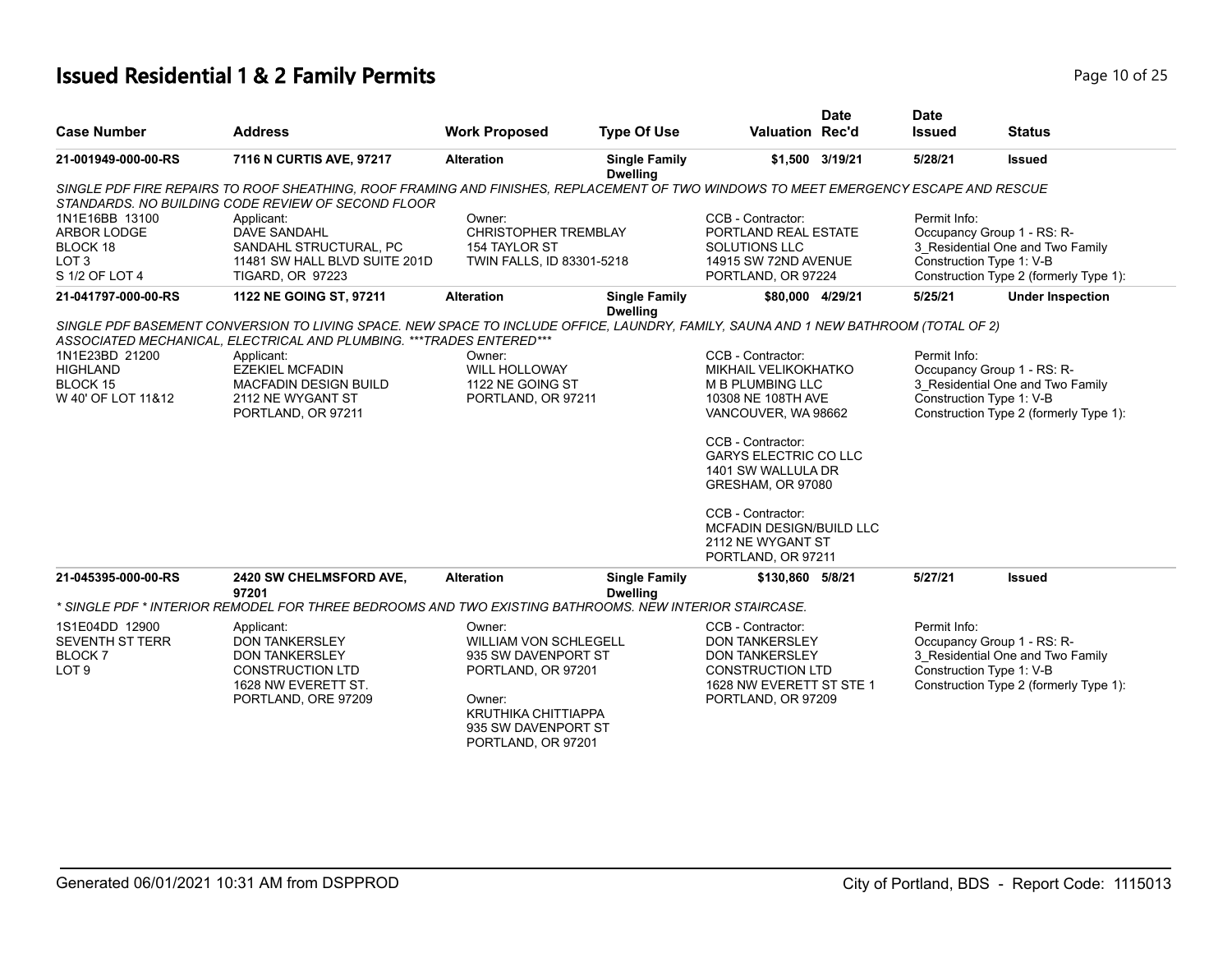## Issued Residential 1 & 2 Family Permits

| Case Number | Address | Work Proposed | Type Of Use | Valuation | Date Rec'd | Date Issued | Status |
|---|---|---|---|---|---|---|---|
| 21-001949-000-00-RS | 7116 N CURTIS AVE, 97217 | Alteration | Single Family Dwelling | $1,500 | 3/19/21 | 5/28/21 | Issued |

*SINGLE PDF FIRE REPAIRS TO ROOF SHEATHING, ROOF FRAMING AND FINISHES, REPLACEMENT OF TWO WINDOWS TO MEET EMERGENCY ESCAPE AND RESCUE STANDARDS. NO BUILDING CODE REVIEW OF SECOND FLOOR*

| Property | Applicant | Owner | CCB - Contractor | Permit Info |
|---|---|---|---|---|
| 1N1E16BB 13100<br>ARBOR LODGE<br>BLOCK 18<br>LOT 3<br>S 1/2 OF LOT 4 | Applicant:<br>DAVE SANDAHL<br>SANDAHL STRUCTURAL, PC<br>11481 SW HALL BLVD SUITE 201D<br>TIGARD, OR 97223 | Owner:<br>CHRISTOPHER TREMBLAY<br>154 TAYLOR ST<br>TWIN FALLS, ID 83301-5218 | CCB - Contractor:<br>PORTLAND REAL ESTATE SOLUTIONS LLC<br>14915 SW 72ND AVENUE<br>PORTLAND, OR 97224 | Permit Info:<br>Occupancy Group 1 - RS: R-3_Residential One and Two Family<br>Construction Type 1: V-B<br>Construction Type 2 (formerly Type 1): |

| Case Number | Address | Work Proposed | Type Of Use | Valuation | Date Rec'd | Date Issued | Status |
|---|---|---|---|---|---|---|---|
| 21-041797-000-00-RS | 1122 NE GOING ST, 97211 | Alteration | Single Family Dwelling | $80,000 | 4/29/21 | 5/25/21 | Under Inspection |

*SINGLE PDF BASEMENT CONVERSION TO LIVING SPACE. NEW SPACE TO INCLUDE OFFICE, LAUNDRY, FAMILY, SAUNA AND 1 NEW BATHROOM (TOTAL OF 2) ASSOCIATED MECHANICAL, ELECTRICAL AND PLUMBING. ***TRADES ENTERED****

| Property | Applicant | Owner | CCB - Contractor | Permit Info |
|---|---|---|---|---|
| 1N1E23BD 21200<br>HIGHLAND<br>BLOCK 15<br>W 40' OF LOT 11&12 | Applicant:<br>EZEKIEL MCFADIN<br>MACFADIN DESIGN BUILD<br>2112 NE WYGANT ST<br>PORTLAND, OR 97211 | Owner:<br>WILL HOLLOWAY<br>1122 NE GOING ST<br>PORTLAND, OR 97211 | CCB - Contractor:<br>MIKHAIL VELIKOKHATKO<br>M B PLUMBING LLC<br>10308 NE 108TH AVE<br>VANCOUVER, WA 98662<br><br>CCB - Contractor:<br>GARYS ELECTRIC CO LLC<br>1401 SW WALLULA DR<br>GRESHAM, OR 97080<br><br>CCB - Contractor:<br>MCFADIN DESIGN/BUILD LLC<br>2112 NE WYGANT ST<br>PORTLAND, OR 97211 | Permit Info:<br>Occupancy Group 1 - RS: R-3_Residential One and Two Family<br>Construction Type 1: V-B<br>Construction Type 2 (formerly Type 1): |

| Case Number | Address | Work Proposed | Type Of Use | Valuation | Date Rec'd | Date Issued | Status |
|---|---|---|---|---|---|---|---|
| 21-045395-000-00-RS | 2420 SW CHELMSFORD AVE, 97201 | Alteration | Single Family Dwelling | $130,860 | 5/8/21 | 5/27/21 | Issued |

** SINGLE PDF * INTERIOR REMODEL FOR THREE BEDROOMS AND TWO EXISTING BATHROOMS. NEW INTERIOR STAIRCASE.*

| Property | Applicant | Owner | CCB - Contractor | Permit Info |
|---|---|---|---|---|
| 1S1E04DD 12900<br>SEVENTH ST TERR<br>BLOCK 7<br>LOT 9 | Applicant:<br>DON TANKERSLEY<br>DON TANKERSLEY<br>CONSTRUCTION LTD<br>1628 NW EVERETT ST.<br>PORTLAND, ORE 97209 | Owner:<br>WILLIAM VON SCHLEGELL<br>935 SW DAVENPORT ST<br>PORTLAND, OR 97201<br><br>Owner:<br>KRUTHIKA CHITTIAPPA<br>935 SW DAVENPORT ST<br>PORTLAND, OR 97201 | CCB - Contractor:<br>DON TANKERSLEY<br>DON TANKERSLEY<br>CONSTRUCTION LTD<br>1628 NW EVERETT ST STE 1<br>PORTLAND, OR 97209 | Permit Info:<br>Occupancy Group 1 - RS: R-3_Residential One and Two Family<br>Construction Type 1: V-B<br>Construction Type 2 (formerly Type 1): |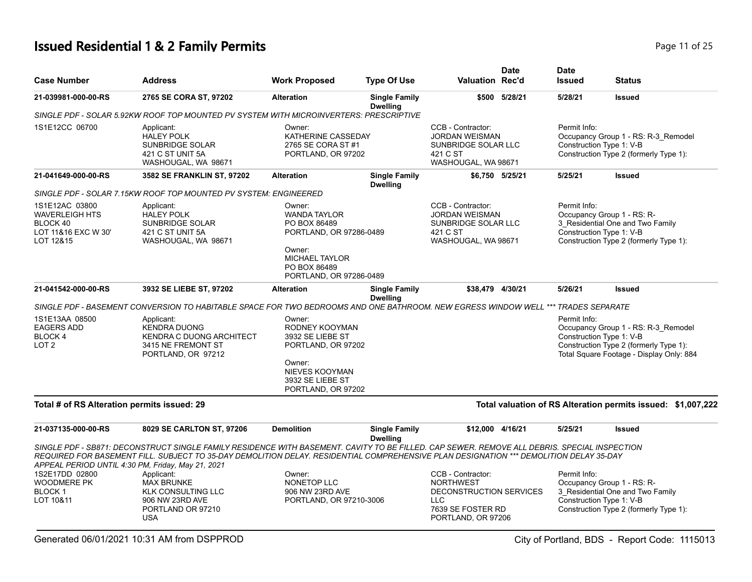# Issued Residential 1 & 2 Family Permits

| Case Number | Address | Work Proposed | Type Of Use | Valuation | Date Rec'd | Date Issued | Status |
|---|---|---|---|---|---|---|---|
| 21-039981-000-00-RS | 2765 SE CORA ST, 97202 | Alteration | Single Family Dwelling | $500 | 5/28/21 | 5/28/21 | Issued |

*SINGLE PDF - SOLAR 5.92KW ROOF TOP MOUNTED PV SYSTEM WITH MICROINVERTERS: PRESCRIPTIVE*

1S1E12CC 06700

Applicant:
HALEY POLK
SUNBRIDGE SOLAR
421 C ST UNIT 5A
WASHOUGAL, WA 98671

Owner:
KATHERINE CASSEDAY
2765 SE CORA ST #1
PORTLAND, OR 97202

CCB - Contractor:
JORDAN WEISMAN
SUNBRIDGE SOLAR LLC
421 C ST
WASHOUGAL, WA 98671

Permit Info:
Occupancy Group 1 - RS: R-3_Remodel
Construction Type 1: V-B
Construction Type 2 (formerly Type 1):

| Case Number | Address | Work Proposed | Type Of Use | Valuation | Date Rec'd | Date Issued | Status |
|---|---|---|---|---|---|---|---|
| 21-041649-000-00-RS | 3582 SE FRANKLIN ST, 97202 | Alteration | Single Family Dwelling | $6,750 | 5/25/21 | 5/25/21 | Issued |

*SINGLE PDF - SOLAR 7.15KW ROOF TOP MOUNTED PV SYSTEM: ENGINEERED*

1S1E12AC 03800
WAVERLEIGH HTS
BLOCK 40
LOT 11&16 EXC W 30'
LOT 12&15

Applicant:
HALEY POLK
SUNBRIDGE SOLAR
421 C ST UNIT 5A
WASHOUGAL, WA 98671

Owner:
WANDA TAYLOR
PO BOX 86489
PORTLAND, OR 97286-0489

Owner:
MICHAEL TAYLOR
PO BOX 86489
PORTLAND, OR 97286-0489

CCB - Contractor:
JORDAN WEISMAN
SUNBRIDGE SOLAR LLC
421 C ST
WASHOUGAL, WA 98671

Permit Info:
Occupancy Group 1 - RS: R-3_Residential One and Two Family
Construction Type 1: V-B
Construction Type 2 (formerly Type 1):

| Case Number | Address | Work Proposed | Type Of Use | Valuation | Date Rec'd | Date Issued | Status |
|---|---|---|---|---|---|---|---|
| 21-041542-000-00-RS | 3932 SE LIEBE ST, 97202 | Alteration | Single Family Dwelling | $38,479 | 4/30/21 | 5/26/21 | Issued |

*SINGLE PDF - BASEMENT CONVERSION TO HABITABLE SPACE FOR TWO BEDROOMS AND ONE BATHROOM. NEW EGRESS WINDOW WELL *** TRADES SEPARATE*

1S1E13AA 08500
EAGERS ADD
BLOCK 4
LOT 2

Applicant:
KENDRA DUONG
KENDRA C DUONG ARCHITECT
3415 NE FREMONT ST
PORTLAND, OR 97212

Owner:
RODNEY KOOYMAN
3932 SE LIEBE ST
PORTLAND, OR 97202

Owner:
NIEVES KOOYMAN
3932 SE LIEBE ST
PORTLAND, OR 97202

Permit Info:
Occupancy Group 1 - RS: R-3_Remodel
Construction Type 1: V-B
Construction Type 2 (formerly Type 1):
Total Square Footage - Display Only: 884

**Total # of RS Alteration permits issued: 29**

**Total valuation of RS Alteration permits issued: $1,007,222**

| Case Number | Address | Work Proposed | Type Of Use | Valuation | Date Rec'd | Date Issued | Status |
|---|---|---|---|---|---|---|---|
| 21-037135-000-00-RS | 8029 SE CARLTON ST, 97206 | Demolition | Single Family Dwelling | $12,000 | 4/16/21 | 5/25/21 | Issued |

*SINGLE PDF - SB871: DECONSTRUCT SINGLE FAMILY RESIDENCE WITH BASEMENT. CAVITY TO BE FILLED. CAP SEWER. REMOVE ALL DEBRIS. SPECIAL INSPECTION REQUIRED FOR BASEMENT FILL. SUBJECT TO 35-DAY DEMOLITION DELAY. RESIDENTIAL COMPREHENSIVE PLAN DESIGNATION *** DEMOLITION DELAY 35-DAY APPEAL PERIOD UNTIL 4:30 PM, Friday, May 21, 2021*

1S2E17DD 02800
WOODMERE PK
BLOCK 1
LOT 10&11

Applicant:
MAX BRUNKE
KLK CONSULTING LLC
906 NW 23RD AVE
PORTLAND OR 97210
USA

Owner:
NONETOP LLC
906 NW 23RD AVE
PORTLAND, OR 97210-3006

CCB - Contractor:
NORTHWEST DECONSTRUCTION SERVICES LLC
7639 SE FOSTER RD
PORTLAND, OR 97206

Permit Info:
Occupancy Group 1 - RS: R-3_Residential One and Two Family
Construction Type 1: V-B
Construction Type 2 (formerly Type 1):

Generated 06/01/2021 10:31 AM from DSPPROD

City of Portland, BDS - Report Code: 1115013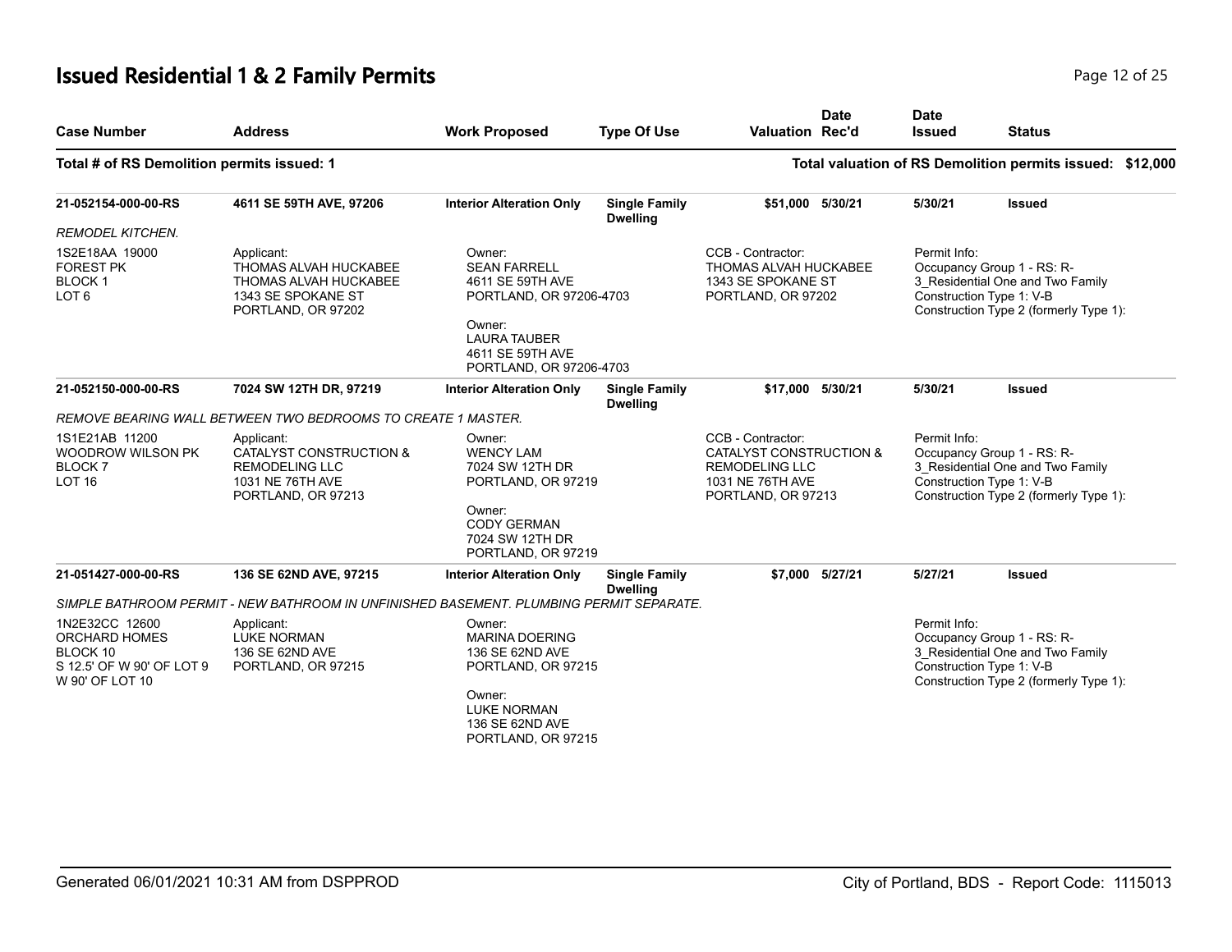# Issued Residential 1 & 2 Family Permits

| Case Number | Address | Work Proposed | Type Of Use | Valuation | Date Rec'd | Date Issued | Status |
|---|---|---|---|---|---|---|---|

**Total # of RS Demolition permits issued: 1** | **Total valuation of RS Demolition permits issued: $12,000**

| Case Number | Address | Work Proposed | Type Of Use | Valuation | Date Rec'd | Date Issued | Status |
|---|---|---|---|---|---|---|---|
| **21-052154-000-00-RS** | **4611 SE 59TH AVE, 97206** | **Interior Alteration Only** | **Single Family Dwelling** | **$51,000** | **5/30/21** | **5/30/21** | **Issued** |

*REMODEL KITCHEN.*

1S2E18AA 19000
FOREST PK
BLOCK 1
LOT 6

Applicant:
THOMAS ALVAH HUCKABEE
THOMAS ALVAH HUCKABEE
1343 SE SPOKANE ST
PORTLAND, OR 97202

Owner:
SEAN FARRELL
4611 SE 59TH AVE
PORTLAND, OR 97206-4703

Owner:
LAURA TAUBER
4611 SE 59TH AVE
PORTLAND, OR 97206-4703

CCB - Contractor:
THOMAS ALVAH HUCKABEE
1343 SE SPOKANE ST
PORTLAND, OR 97202

Permit Info:
Occupancy Group 1 - RS: R-3_Residential One and Two Family
Construction Type 1: V-B
Construction Type 2 (formerly Type 1):

| Case Number | Address | Work Proposed | Type Of Use | Valuation | Date Rec'd | Date Issued | Status |
|---|---|---|---|---|---|---|---|
| **21-052150-000-00-RS** | **7024 SW 12TH DR, 97219** | **Interior Alteration Only** | **Single Family Dwelling** | **$17,000** | **5/30/21** | **5/30/21** | **Issued** |

*REMOVE BEARING WALL BETWEEN TWO BEDROOMS TO CREATE 1 MASTER.*

1S1E21AB 11200
WOODROW WILSON PK
BLOCK 7
LOT 16

Applicant:
CATALYST CONSTRUCTION &
REMODELING LLC
1031 NE 76TH AVE
PORTLAND, OR 97213

Owner:
WENCY LAM
7024 SW 12TH DR
PORTLAND, OR 97219

Owner:
CODY GERMAN
7024 SW 12TH DR
PORTLAND, OR 97219

CCB - Contractor:
CATALYST CONSTRUCTION &
REMODELING LLC
1031 NE 76TH AVE
PORTLAND, OR 97213

Permit Info:
Occupancy Group 1 - RS: R-3_Residential One and Two Family
Construction Type 1: V-B
Construction Type 2 (formerly Type 1):

| Case Number | Address | Work Proposed | Type Of Use | Valuation | Date Rec'd | Date Issued | Status |
|---|---|---|---|---|---|---|---|
| **21-051427-000-00-RS** | **136 SE 62ND AVE, 97215** | **Interior Alteration Only** | **Single Family Dwelling** | **$7,000** | **5/27/21** | **5/27/21** | **Issued** |

*SIMPLE BATHROOM PERMIT - NEW BATHROOM IN UNFINISHED BASEMENT. PLUMBING PERMIT SEPARATE.*

1N2E32CC 12600
ORCHARD HOMES
BLOCK 10
S 12.5' OF W 90' OF LOT 9
W 90' OF LOT 10

Applicant:
LUKE NORMAN
136 SE 62ND AVE
PORTLAND, OR 97215

Owner:
MARINA DOERING
136 SE 62ND AVE
PORTLAND, OR 97215

Owner:
LUKE NORMAN
136 SE 62ND AVE
PORTLAND, OR 97215

Permit Info:
Occupancy Group 1 - RS: R-3_Residential One and Two Family
Construction Type 1: V-B
Construction Type 2 (formerly Type 1):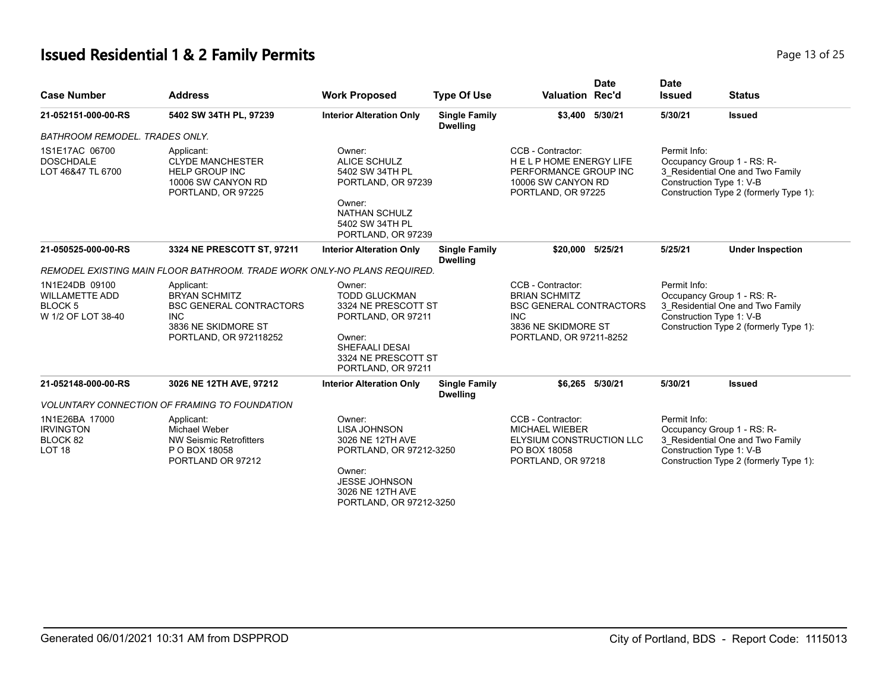# Issued Residential 1 & 2 Family Permits

| Case Number | Address | Work Proposed | Type Of Use | Valuation | Date Rec'd | Date Issued | Status |
|---|---|---|---|---|---|---|---|
| **21-052151-000-00-RS** | **5402 SW 34TH PL, 97239** | **Interior Alteration Only** | **Single Family Dwelling** | **$3,400** | **5/30/21** | **5/30/21** | **Issued** |

*BATHROOM REMODEL. TRADES ONLY.*

| | | | | |
|---|---|---|---|---|
| 1S1E17AC 06700<br>DOSCHDALE<br>LOT 46&47 TL 6700 | Applicant:<br>CLYDE MANCHESTER<br>HELP GROUP INC<br>10006 SW CANYON RD<br>PORTLAND, OR 97225 | Owner:<br>ALICE SCHULZ<br>5402 SW 34TH PL<br>PORTLAND, OR 97239<br><br>Owner:<br>NATHAN SCHULZ<br>5402 SW 34TH PL<br>PORTLAND, OR 97239 | CCB - Contractor:<br>H E L P HOME ENERGY LIFE PERFORMANCE GROUP INC<br>10006 SW CANYON RD<br>PORTLAND, OR 97225 | Permit Info:<br>Occupancy Group 1 - RS: R-3_Residential One and Two Family<br>Construction Type 1: V-B<br>Construction Type 2 (formerly Type 1): |

| Case Number | Address | Work Proposed | Type Of Use | Valuation | Date Rec'd | Date Issued | Status |
|---|---|---|---|---|---|---|---|
| **21-050525-000-00-RS** | **3324 NE PRESCOTT ST, 97211** | **Interior Alteration Only** | **Single Family Dwelling** | **$20,000** | **5/25/21** | **5/25/21** | **Under Inspection** |

*REMODEL EXISTING MAIN FLOOR BATHROOM. TRADE WORK ONLY-NO PLANS REQUIRED.*

| | | | | |
|---|---|---|---|---|
| 1N1E24DB 09100<br>WILLAMETTE ADD<br>BLOCK 5<br>W 1/2 OF LOT 38-40 | Applicant:<br>BRYAN SCHMITZ<br>BSC GENERAL CONTRACTORS INC<br>3836 NE SKIDMORE ST<br>PORTLAND, OR 972118252 | Owner:<br>TODD GLUCKMAN<br>3324 NE PRESCOTT ST<br>PORTLAND, OR 97211<br><br>Owner:<br>SHEFAALI DESAI<br>3324 NE PRESCOTT ST<br>PORTLAND, OR 97211 | CCB - Contractor:<br>BRIAN SCHMITZ<br>BSC GENERAL CONTRACTORS INC<br>3836 NE SKIDMORE ST<br>PORTLAND, OR 97211-8252 | Permit Info:<br>Occupancy Group 1 - RS: R-3_Residential One and Two Family<br>Construction Type 1: V-B<br>Construction Type 2 (formerly Type 1): |

| Case Number | Address | Work Proposed | Type Of Use | Valuation | Date Rec'd | Date Issued | Status |
|---|---|---|---|---|---|---|---|
| **21-052148-000-00-RS** | **3026 NE 12TH AVE, 97212** | **Interior Alteration Only** | **Single Family Dwelling** | **$6,265** | **5/30/21** | **5/30/21** | **Issued** |

*VOLUNTARY CONNECTION OF FRAMING TO FOUNDATION*

| | | | | |
|---|---|---|---|---|
| 1N1E26BA 17000<br>IRVINGTON<br>BLOCK 82<br>LOT 18 | Applicant:<br>Michael Weber<br>NW Seismic Retrofitters<br>P O BOX 18058<br>PORTLAND OR 97212 | Owner:<br>LISA JOHNSON<br>3026 NE 12TH AVE<br>PORTLAND, OR 97212-3250<br><br>Owner:<br>JESSE JOHNSON<br>3026 NE 12TH AVE<br>PORTLAND, OR 97212-3250 | CCB - Contractor:<br>MICHAEL WIEBER<br>ELYSIUM CONSTRUCTION LLC<br>PO BOX 18058<br>PORTLAND, OR 97218 | Permit Info:<br>Occupancy Group 1 - RS: R-3_Residential One and Two Family<br>Construction Type 1: V-B<br>Construction Type 2 (formerly Type 1): |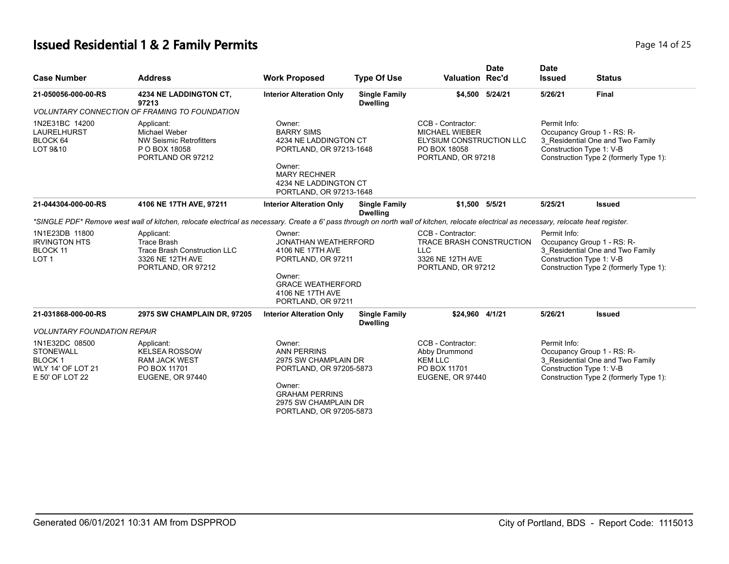## Issued Residential 1 & 2 Family Permits

| Case Number | Address | Work Proposed | Type Of Use | Valuation | Date Rec'd | Date Issued | Status |
|---|---|---|---|---|---|---|---|
| **21-050056-000-00-RS** | **4234 NE LADDINGTON CT, 97213** | **Interior Alteration Only** | **Single Family Dwelling** | **$4,500** | **5/24/21** | **5/26/21** | **Final** |

*VOLUNTARY CONNECTION OF FRAMING TO FOUNDATION*

| Property | Applicant | Owner | CCB - Contractor | Permit Info |
|---|---|---|---|---|
| 1N2E31BC 14200<br>LAURELHURST<br>BLOCK 64<br>LOT 9&10 | Applicant:<br>Michael Weber<br>NW Seismic Retrofitters<br>P O BOX 18058<br>PORTLAND OR 97212 | Owner:<br>BARRY SIMS<br>4234 NE LADDINGTON CT<br>PORTLAND, OR 97213-1648<br>Owner:<br>MARY RECHNER<br>4234 NE LADDINGTON CT<br>PORTLAND, OR 97213-1648 | CCB - Contractor:<br>MICHAEL WIEBER<br>ELYSIUM CONSTRUCTION LLC<br>PO BOX 18058<br>PORTLAND, OR 97218 | Permit Info:<br>Occupancy Group 1 - RS: R-3_Residential One and Two Family<br>Construction Type 1: V-B<br>Construction Type 2 (formerly Type 1): |

| Case Number | Address | Work Proposed | Type Of Use | Valuation | Date Rec'd | Date Issued | Status |
|---|---|---|---|---|---|---|---|
| **21-044304-000-00-RS** | **4106 NE 17TH AVE, 97211** | **Interior Alteration Only** | **Single Family Dwelling** | **$1,500** | **5/5/21** | **5/25/21** | **Issued** |

*\*SINGLE PDF\* Remove west wall of kitchen, relocate electrical as necessary. Create a 6' pass through on north wall of kitchen, relocate electrical as necessary, relocate heat register.*

| Property | Applicant | Owner | CCB - Contractor | Permit Info |
|---|---|---|---|---|
| 1N1E23DB 11800<br>IRVINGTON HTS<br>BLOCK 11<br>LOT 1 | Applicant:<br>Trace Brash<br>Trace Brash Construction LLC<br>3326 NE 12TH AVE<br>PORTLAND, OR 97212 | Owner:<br>JONATHAN WEATHERFORD<br>4106 NE 17TH AVE<br>PORTLAND, OR 97211<br>Owner:<br>GRACE WEATHERFORD<br>4106 NE 17TH AVE<br>PORTLAND, OR 97211 | CCB - Contractor:<br>TRACE BRASH CONSTRUCTION LLC<br>3326 NE 12TH AVE<br>PORTLAND, OR 97212 | Permit Info:<br>Occupancy Group 1 - RS: R-3_Residential One and Two Family<br>Construction Type 1: V-B<br>Construction Type 2 (formerly Type 1): |

| Case Number | Address | Work Proposed | Type Of Use | Valuation | Date Rec'd | Date Issued | Status |
|---|---|---|---|---|---|---|---|
| **21-031868-000-00-RS** | **2975 SW CHAMPLAIN DR, 97205** | **Interior Alteration Only** | **Single Family Dwelling** | **$24,960** | **4/1/21** | **5/26/21** | **Issued** |

*VOLUNTARY FOUNDATION REPAIR*

| Property | Applicant | Owner | CCB - Contractor | Permit Info |
|---|---|---|---|---|
| 1N1E32DC 08500<br>STONEWALL<br>BLOCK 1<br>WLY 14' OF LOT 21<br>E 50' OF LOT 22 | Applicant:<br>KELSEA ROSSOW<br>RAM JACK WEST<br>PO BOX 11701<br>EUGENE, OR 97440 | Owner:<br>ANN PERRINS<br>2975 SW CHAMPLAIN DR<br>PORTLAND, OR 97205-5873<br>Owner:<br>GRAHAM PERRINS<br>2975 SW CHAMPLAIN DR<br>PORTLAND, OR 97205-5873 | CCB - Contractor:<br>Abby Drummond<br>KEM LLC<br>PO BOX 11701<br>EUGENE, OR 97440 | Permit Info:<br>Occupancy Group 1 - RS: R-3_Residential One and Two Family<br>Construction Type 1: V-B<br>Construction Type 2 (formerly Type 1): |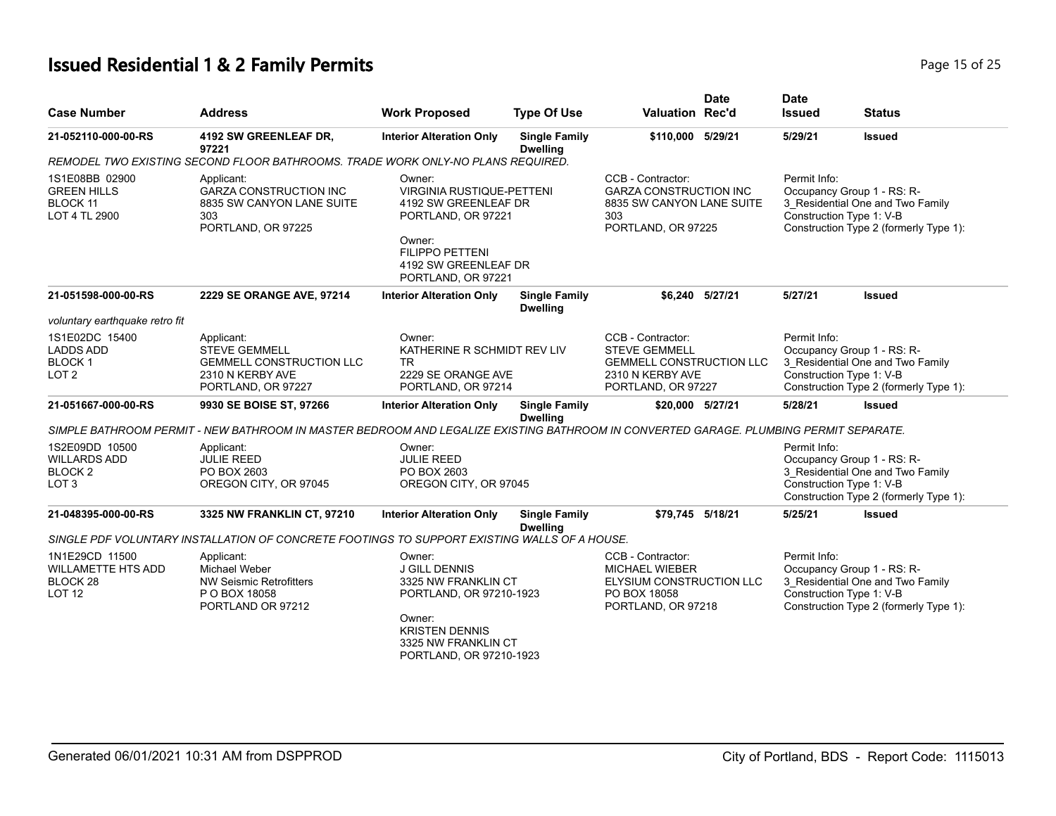# Issued Residential 1 & 2 Family Permits

| Case Number | Address | Work Proposed | Type Of Use | Valuation | Date Rec'd | Date Issued | Status |
|---|---|---|---|---|---|---|---|
| 21-052110-000-00-RS | 4192 SW GREENLEAF DR, 97221 | Interior Alteration Only | Single Family Dwelling | $110,000 | 5/29/21 | 5/29/21 | Issued |

*REMODEL TWO EXISTING SECOND FLOOR BATHROOMS. TRADE WORK ONLY-NO PLANS REQUIRED.*

1S1E08BB 02900
GREEN HILLS
BLOCK 11
LOT 4 TL 2900

Applicant:
GARZA CONSTRUCTION INC
8835 SW CANYON LANE SUITE 303
PORTLAND, OR 97225

Owner:
VIRGINIA RUSTIQUE-PETTENI
4192 SW GREENLEAF DR
PORTLAND, OR 97221

Owner:
FILIPPO PETTENI
4192 SW GREENLEAF DR
PORTLAND, OR 97221

CCB - Contractor:
GARZA CONSTRUCTION INC
8835 SW CANYON LANE SUITE 303
PORTLAND, OR 97225

Permit Info:
Occupancy Group 1 - RS: R-3_Residential One and Two Family
Construction Type 1: V-B
Construction Type 2 (formerly Type 1):

| Case Number | Address | Work Proposed | Type Of Use | Valuation | Date Rec'd | Date Issued | Status |
|---|---|---|---|---|---|---|---|
| 21-051598-000-00-RS | 2229 SE ORANGE AVE, 97214 | Interior Alteration Only | Single Family Dwelling | $6,240 | 5/27/21 | 5/27/21 | Issued |

*voluntary earthquake retro fit*

1S1E02DC 15400
LADDS ADD
BLOCK 1
LOT 2

Applicant:
STEVE GEMMELL
GEMMELL CONSTRUCTION LLC
2310 N KERBY AVE
PORTLAND, OR 97227

Owner:
KATHERINE R SCHMIDT REV LIV TR
2229 SE ORANGE AVE
PORTLAND, OR 97214

CCB - Contractor:
STEVE GEMMELL
GEMMELL CONSTRUCTION LLC
2310 N KERBY AVE
PORTLAND, OR 97227

Permit Info:
Occupancy Group 1 - RS: R-3_Residential One and Two Family
Construction Type 1: V-B
Construction Type 2 (formerly Type 1):

| Case Number | Address | Work Proposed | Type Of Use | Valuation | Date Rec'd | Date Issued | Status |
|---|---|---|---|---|---|---|---|
| 21-051667-000-00-RS | 9930 SE BOISE ST, 97266 | Interior Alteration Only | Single Family Dwelling | $20,000 | 5/27/21 | 5/28/21 | Issued |

*SIMPLE BATHROOM PERMIT - NEW BATHROOM IN MASTER BEDROOM AND LEGALIZE EXISTING BATHROOM IN CONVERTED GARAGE. PLUMBING PERMIT SEPARATE.*

1S2E09DD 10500
WILLARDS ADD
BLOCK 2
LOT 3

Applicant:
JULIE REED
PO BOX 2603
OREGON CITY, OR 97045

Owner:
JULIE REED
PO BOX 2603
OREGON CITY, OR 97045

Permit Info:
Occupancy Group 1 - RS: R-3_Residential One and Two Family
Construction Type 1: V-B
Construction Type 2 (formerly Type 1):

| Case Number | Address | Work Proposed | Type Of Use | Valuation | Date Rec'd | Date Issued | Status |
|---|---|---|---|---|---|---|---|
| 21-048395-000-00-RS | 3325 NW FRANKLIN CT, 97210 | Interior Alteration Only | Single Family Dwelling | $79,745 | 5/18/21 | 5/25/21 | Issued |

*SINGLE PDF VOLUNTARY INSTALLATION OF CONCRETE FOOTINGS TO SUPPORT EXISTING WALLS OF A HOUSE.*

1N1E29CD 11500
WILLAMETTE HTS ADD
BLOCK 28
LOT 12

Applicant:
Michael Weber
NW Seismic Retrofitters
P O BOX 18058
PORTLAND OR 97212

Owner:
J GILL DENNIS
3325 NW FRANKLIN CT
PORTLAND, OR 97210-1923

Owner:
KRISTEN DENNIS
3325 NW FRANKLIN CT
PORTLAND, OR 97210-1923

CCB - Contractor:
MICHAEL WIEBER
ELYSIUM CONSTRUCTION LLC
PO BOX 18058
PORTLAND, OR 97218

Permit Info:
Occupancy Group 1 - RS: R-3_Residential One and Two Family
Construction Type 1: V-B
Construction Type 2 (formerly Type 1):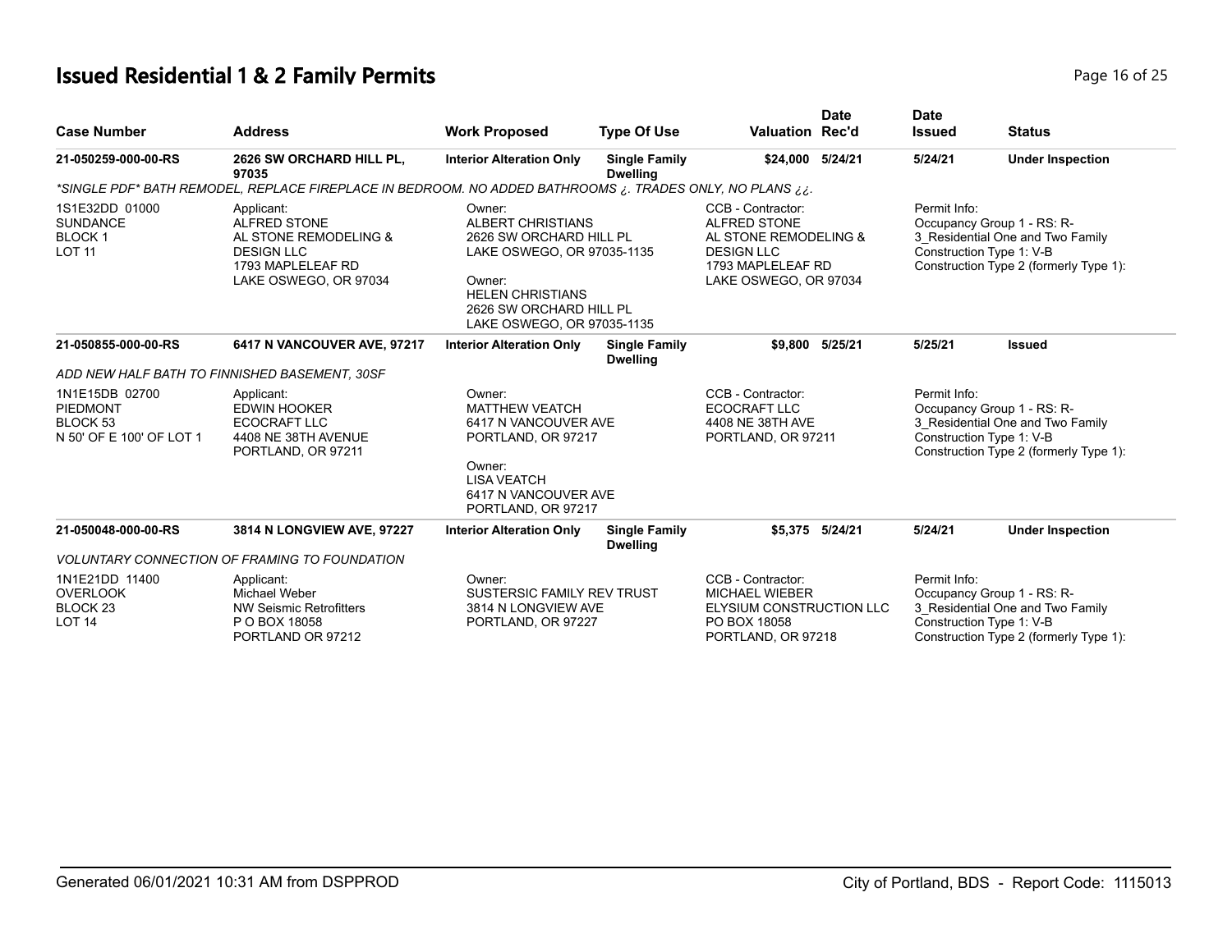# Issued Residential 1 & 2 Family Permits

| Case Number | Address | Work Proposed | Type Of Use | Valuation | Date Rec'd | Date Issued | Status |
|---|---|---|---|---|---|---|---|
| 21-050259-000-00-RS | 2626 SW ORCHARD HILL PL, 97035 | Interior Alteration Only | Single Family Dwelling | $24,000 | 5/24/21 | 5/24/21 | Under Inspection |

*SINGLE PDF* BATH REMODEL, REPLACE FIREPLACE IN BEDROOM. NO ADDED BATHROOMS ¿. TRADES ONLY, NO PLANS ¿¿.

| | | | | |
|---|---|---|---|---|
| 1S1E32DD 01000<br>SUNDANCE<br>BLOCK 1<br>LOT 11 | Applicant:<br>ALFRED STONE<br>AL STONE REMODELING & DESIGN LLC<br>1793 MAPLELEAF RD<br>LAKE OSWEGO, OR 97034 | Owner:<br>ALBERT CHRISTIANS<br>2626 SW ORCHARD HILL PL<br>LAKE OSWEGO, OR 97035-1135<br><br>Owner:<br>HELEN CHRISTIANS<br>2626 SW ORCHARD HILL PL<br>LAKE OSWEGO, OR 97035-1135 | CCB - Contractor:<br>ALFRED STONE<br>AL STONE REMODELING & DESIGN LLC<br>1793 MAPLELEAF RD<br>LAKE OSWEGO, OR 97034 | Permit Info:<br>Occupancy Group 1 - RS: R-3_Residential One and Two Family<br>Construction Type 1: V-B<br>Construction Type 2 (formerly Type 1): |

| Case Number | Address | Work Proposed | Type Of Use | Valuation | Date Rec'd | Date Issued | Status |
|---|---|---|---|---|---|---|---|
| 21-050855-000-00-RS | 6417 N VANCOUVER AVE, 97217 | Interior Alteration Only | Single Family Dwelling | $9,800 | 5/25/21 | 5/25/21 | Issued |

*ADD NEW HALF BATH TO FINNISHED BASEMENT, 30SF*

| | | | | |
|---|---|---|---|---|
| 1N1E15DB 02700<br>PIEDMONT<br>BLOCK 53<br>N 50' OF E 100' OF LOT 1 | Applicant:<br>EDWIN HOOKER<br>ECOCRAFT LLC<br>4408 NE 38TH AVENUE<br>PORTLAND, OR 97211 | Owner:<br>MATTHEW VEATCH<br>6417 N VANCOUVER AVE<br>PORTLAND, OR 97217<br><br>Owner:<br>LISA VEATCH<br>6417 N VANCOUVER AVE<br>PORTLAND, OR 97217 | CCB - Contractor:<br>ECOCRAFT LLC<br>4408 NE 38TH AVE<br>PORTLAND, OR 97211 | Permit Info:<br>Occupancy Group 1 - RS: R-3_Residential One and Two Family<br>Construction Type 1: V-B<br>Construction Type 2 (formerly Type 1): |

| Case Number | Address | Work Proposed | Type Of Use | Valuation | Date Rec'd | Date Issued | Status |
|---|---|---|---|---|---|---|---|
| 21-050048-000-00-RS | 3814 N LONGVIEW AVE, 97227 | Interior Alteration Only | Single Family Dwelling | $5,375 | 5/24/21 | 5/24/21 | Under Inspection |

*VOLUNTARY CONNECTION OF FRAMING TO FOUNDATION*

| | | | | |
|---|---|---|---|---|
| 1N1E21DD 11400<br>OVERLOOK<br>BLOCK 23<br>LOT 14 | Applicant:<br>Michael Weber<br>NW Seismic Retrofitters<br>P O BOX 18058<br>PORTLAND OR 97212 | Owner:<br>SUSTERSIC FAMILY REV TRUST<br>3814 N LONGVIEW AVE<br>PORTLAND, OR 97227 | CCB - Contractor:<br>MICHAEL WIEBER<br>ELYSIUM CONSTRUCTION LLC<br>PO BOX 18058<br>PORTLAND, OR 97218 | Permit Info:<br>Occupancy Group 1 - RS: R-3_Residential One and Two Family<br>Construction Type 1: V-B<br>Construction Type 2 (formerly Type 1): |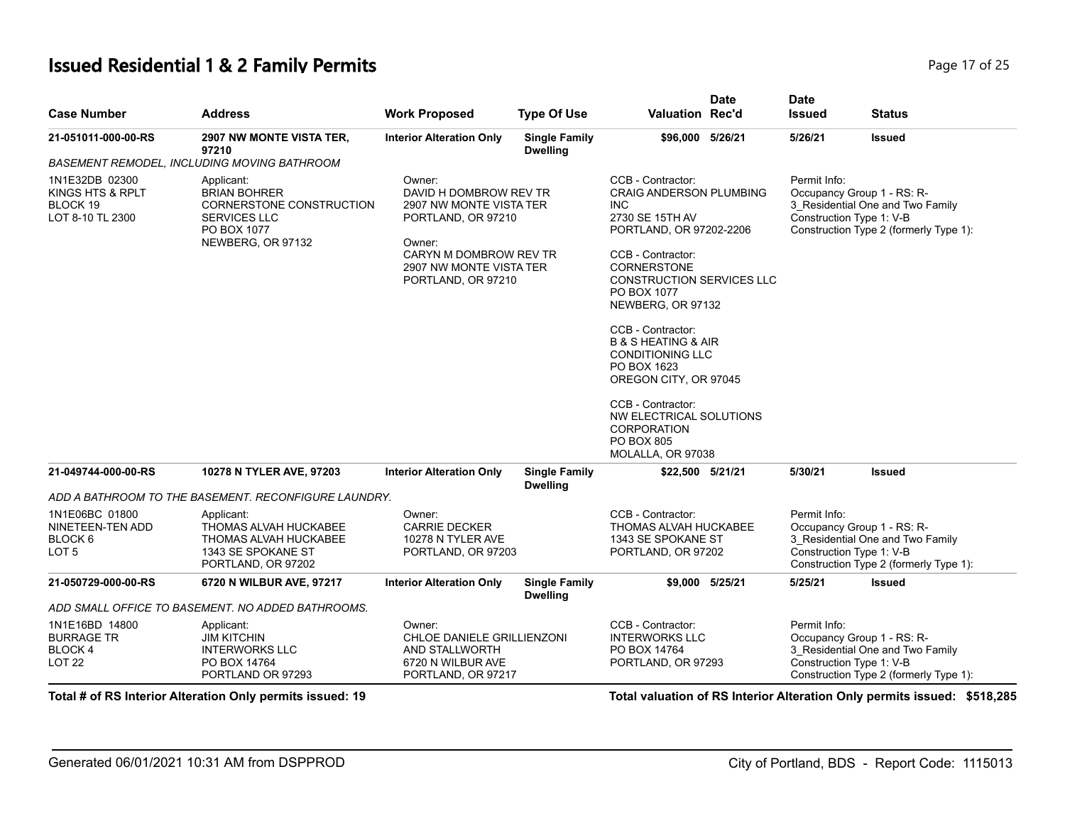## Issued Residential 1 & 2 Family Permits

| Case Number | Address | Work Proposed | Type Of Use | Valuation | Date Rec'd | Date Issued | Status |
|---|---|---|---|---|---|---|---|
| **21-051011-000-00-RS** | **2907 NW MONTE VISTA TER, 97210** | **Interior Alteration Only** | **Single Family Dwelling** | **$96,000** | **5/26/21** | **5/26/21** | **Issued** |

*BASEMENT REMODEL, INCLUDING MOVING BATHROOM*

1N1E32DB 02300
KINGS HTS & RPLT
BLOCK 19
LOT 8-10 TL 2300

Applicant:
BRIAN BOHRER
CORNERSTONE CONSTRUCTION SERVICES LLC
PO BOX 1077
NEWBERG, OR 97132

Owner:
DAVID H DOMBROW REV TR
2907 NW MONTE VISTA TER
PORTLAND, OR 97210

Owner:
CARYN M DOMBROW REV TR
2907 NW MONTE VISTA TER
PORTLAND, OR 97210

CCB - Contractor:
CRAIG ANDERSON PLUMBING INC
2730 SE 15TH AV
PORTLAND, OR 97202-2206

CCB - Contractor:
CORNERSTONE CONSTRUCTION SERVICES LLC
PO BOX 1077
NEWBERG, OR 97132

CCB - Contractor:
B & S HEATING & AIR CONDITIONING LLC
PO BOX 1623
OREGON CITY, OR 97045

CCB - Contractor:
NW ELECTRICAL SOLUTIONS CORPORATION
PO BOX 805
MOLALLA, OR 97038

Permit Info:
Occupancy Group 1 - RS: R-3_Residential One and Two Family
Construction Type 1: V-B
Construction Type 2 (formerly Type 1):

| Case Number | Address | Work Proposed | Type Of Use | Valuation | Date Rec'd | Date Issued | Status |
|---|---|---|---|---|---|---|---|
| **21-049744-000-00-RS** | **10278 N TYLER AVE, 97203** | **Interior Alteration Only** | **Single Family Dwelling** | **$22,500** | **5/21/21** | **5/30/21** | **Issued** |

*ADD A BATHROOM TO THE BASEMENT. RECONFIGURE LAUNDRY.*

1N1E06BC 01800
NINETEEN-TEN ADD
BLOCK 6
LOT 5

Applicant:
THOMAS ALVAH HUCKABEE
THOMAS ALVAH HUCKABEE
1343 SE SPOKANE ST
PORTLAND, OR 97202

Owner:
CARRIE DECKER
10278 N TYLER AVE
PORTLAND, OR 97203

CCB - Contractor:
THOMAS ALVAH HUCKABEE
1343 SE SPOKANE ST
PORTLAND, OR 97202

Permit Info:
Occupancy Group 1 - RS: R-3_Residential One and Two Family
Construction Type 1: V-B
Construction Type 2 (formerly Type 1):

| Case Number | Address | Work Proposed | Type Of Use | Valuation | Date Rec'd | Date Issued | Status |
|---|---|---|---|---|---|---|---|
| **21-050729-000-00-RS** | **6720 N WILBUR AVE, 97217** | **Interior Alteration Only** | **Single Family Dwelling** | **$9,000** | **5/25/21** | **5/25/21** | **Issued** |

*ADD SMALL OFFICE TO BASEMENT. NO ADDED BATHROOMS.*

1N1E16BD 14800
BURRAGE TR
BLOCK 4
LOT 22

Applicant:
JIM KITCHIN
INTERWORKS LLC
PO BOX 14764
PORTLAND OR 97293

Owner:
CHLOE DANIELE GRILLIENZONI AND STALLWORTH
6720 N WILBUR AVE
PORTLAND, OR 97217

CCB - Contractor:
INTERWORKS LLC
PO BOX 14764
PORTLAND, OR 97293

Permit Info:
Occupancy Group 1 - RS: R-3_Residential One and Two Family
Construction Type 1: V-B
Construction Type 2 (formerly Type 1):

**Total # of RS Interior Alteration Only permits issued: 19**

**Total valuation of RS Interior Alteration Only permits issued: $518,285**

Generated 06/01/2021 10:31 AM from DSPPROD — City of Portland, BDS - Report Code: 1115013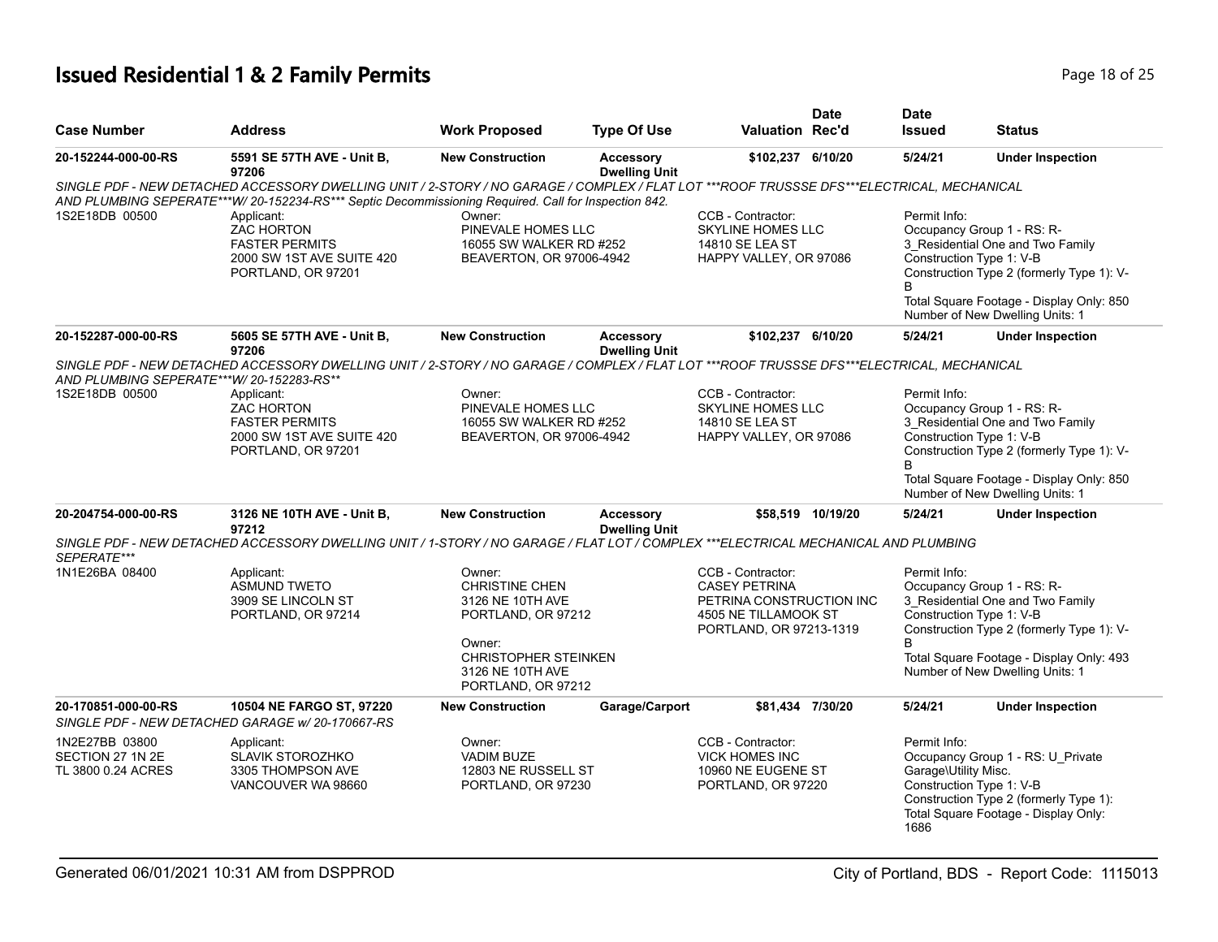# Issued Residential 1 & 2 Family Permits

| Case Number | Address | Work Proposed | Type Of Use | Valuation | Date Rec'd | Date Issued | Status |
|---|---|---|---|---|---|---|---|
| 20-152244-000-00-RS | 5591 SE 57TH AVE - Unit B, 97206 | New Construction | Accessory Dwelling Unit | $102,237 | 6/10/20 | 5/24/21 | Under Inspection |

*SINGLE PDF - NEW DETACHED ACCESSORY DWELLING UNIT / 2-STORY / NO GARAGE / COMPLEX / FLAT LOT ***ROOF TRUSSSE DFS***ELECTRICAL, MECHANICAL AND PLUMBING SEPERATE***W/ 20-152234-RS*** Septic Decommissioning Required. Call for Inspection 842.*

1S2E18DB 00500

Applicant: ZAC HORTON, FASTER PERMITS, 2000 SW 1ST AVE SUITE 420, PORTLAND, OR 97201

Owner: PINEVALE HOMES LLC, 16055 SW WALKER RD #252, BEAVERTON, OR 97006-4942

CCB - Contractor: SKYLINE HOMES LLC, 14810 SE LEA ST, HAPPY VALLEY, OR 97086

Permit Info: Occupancy Group 1 - RS: R-3_Residential One and Two Family; Construction Type 1: V-B; Construction Type 2 (formerly Type 1): V-B; Total Square Footage - Display Only: 850; Number of New Dwelling Units: 1

| Case Number | Address | Work Proposed | Type Of Use | Valuation | Date Rec'd | Date Issued | Status |
|---|---|---|---|---|---|---|---|
| 20-152287-000-00-RS | 5605 SE 57TH AVE - Unit B, 97206 | New Construction | Accessory Dwelling Unit | $102,237 | 6/10/20 | 5/24/21 | Under Inspection |

*SINGLE PDF - NEW DETACHED ACCESSORY DWELLING UNIT / 2-STORY / NO GARAGE / COMPLEX / FLAT LOT ***ROOF TRUSSSE DFS***ELECTRICAL, MECHANICAL AND PLUMBING SEPERATE***W/ 20-152283-RS***

1S2E18DB 00500

Applicant: ZAC HORTON, FASTER PERMITS, 2000 SW 1ST AVE SUITE 420, PORTLAND, OR 97201

Owner: PINEVALE HOMES LLC, 16055 SW WALKER RD #252, BEAVERTON, OR 97006-4942

CCB - Contractor: SKYLINE HOMES LLC, 14810 SE LEA ST, HAPPY VALLEY, OR 97086

Permit Info: Occupancy Group 1 - RS: R-3_Residential One and Two Family; Construction Type 1: V-B; Construction Type 2 (formerly Type 1): V-B; Total Square Footage - Display Only: 850; Number of New Dwelling Units: 1

| Case Number | Address | Work Proposed | Type Of Use | Valuation | Date Rec'd | Date Issued | Status |
|---|---|---|---|---|---|---|---|
| 20-204754-000-00-RS | 3126 NE 10TH AVE - Unit B, 97212 | New Construction | Accessory Dwelling Unit | $58,519 | 10/19/20 | 5/24/21 | Under Inspection |

*SINGLE PDF - NEW DETACHED ACCESSORY DWELLING UNIT / 1-STORY / NO GARAGE / FLAT LOT / COMPLEX ***ELECTRICAL MECHANICAL AND PLUMBING SEPERATE****

1N1E26BA 08400

Applicant: ASMUND TWETO, 3909 SE LINCOLN ST, PORTLAND, OR 97214

Owner: CHRISTINE CHEN, 3126 NE 10TH AVE, PORTLAND, OR 97212

Owner: CHRISTOPHER STEINKEN, 3126 NE 10TH AVE, PORTLAND, OR 97212

CCB - Contractor: CASEY PETRINA, PETRINA CONSTRUCTION INC, 4505 NE TILLAMOOK ST, PORTLAND, OR 97213-1319

Permit Info: Occupancy Group 1 - RS: R-3_Residential One and Two Family; Construction Type 1: V-B; Construction Type 2 (formerly Type 1): V-B; Total Square Footage - Display Only: 493; Number of New Dwelling Units: 1

| Case Number | Address | Work Proposed | Type Of Use | Valuation | Date Rec'd | Date Issued | Status |
|---|---|---|---|---|---|---|---|
| 20-170851-000-00-RS | 10504 NE FARGO ST, 97220 | New Construction | Garage/Carport | $81,434 | 7/30/20 | 5/24/21 | Under Inspection |

*SINGLE PDF - NEW DETACHED GARAGE w/ 20-170667-RS*

1N2E27BB 03800, SECTION 27 1N 2E, TL 3800 0.24 ACRES

Applicant: SLAVIK STOROZHKO, 3305 THOMPSON AVE, VANCOUVER WA 98660

Owner: VADIM BUZE, 12803 NE RUSSELL ST, PORTLAND, OR 97230

CCB - Contractor: VICK HOMES INC, 10960 NE EUGENE ST, PORTLAND, OR 97220

Permit Info: Occupancy Group 1 - RS: U_Private Garage\Utility Misc.; Construction Type 1: V-B; Construction Type 2 (formerly Type 1):; Total Square Footage - Display Only: 1686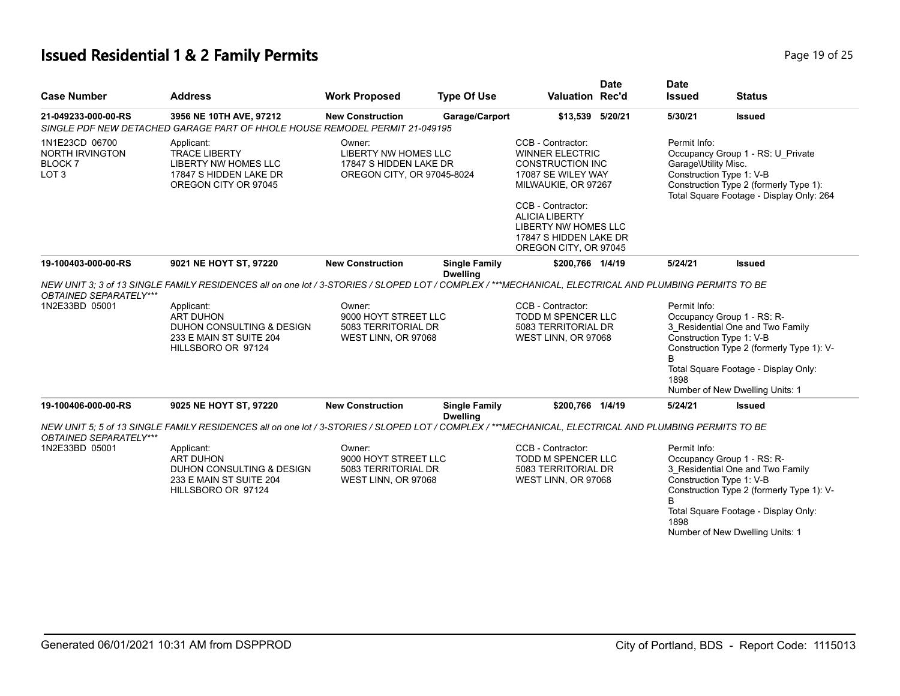# Issued Residential 1 & 2 Family Permits

| Case Number | Address | Work Proposed | Type Of Use | Valuation | Date Rec'd | Date Issued | Status |
|---|---|---|---|---|---|---|---|
| **21-049233-000-00-RS** | **3956 NE 10TH AVE, 97212** | **New Construction** | **Garage/Carport** | **$13,539** | **5/20/21** | **5/30/21** | **Issued** |

*SINGLE PDF NEW DETACHED GARAGE PART OF HHOLE HOUSE REMODEL PERMIT 21-049195*

| | | | | |
|---|---|---|---|---|
| 1N1E23CD 06700<br>NORTH IRVINGTON<br>BLOCK 7<br>LOT 3 | Applicant:<br>TRACE LIBERTY<br>LIBERTY NW HOMES LLC<br>17847 S HIDDEN LAKE DR<br>OREGON CITY OR 97045 | Owner:<br>LIBERTY NW HOMES LLC<br>17847 S HIDDEN LAKE DR<br>OREGON CITY, OR 97045-8024 | CCB - Contractor:<br>WINNER ELECTRIC CONSTRUCTION INC<br>17087 SE WILEY WAY<br>MILWAUKIE, OR 97267<br><br>CCB - Contractor:<br>ALICIA LIBERTY<br>LIBERTY NW HOMES LLC<br>17847 S HIDDEN LAKE DR<br>OREGON CITY, OR 97045 | Permit Info:<br>Occupancy Group 1 - RS: U_Private Garage\Utility Misc.<br>Construction Type 1: V-B<br>Construction Type 2 (formerly Type 1):<br>Total Square Footage - Display Only: 264 |

| Case Number | Address | Work Proposed | Type Of Use | Valuation | Date Rec'd | Date Issued | Status |
|---|---|---|---|---|---|---|---|
| **19-100403-000-00-RS** | **9021 NE HOYT ST, 97220** | **New Construction** | **Single Family Dwelling** | **$200,766** | **1/4/19** | **5/24/21** | **Issued** |

*NEW UNIT 3; 3 of 13 SINGLE FAMILY RESIDENCES all on one lot / 3-STORIES / SLOPED LOT / COMPLEX / ***MECHANICAL, ELECTRICAL AND PLUMBING PERMITS TO BE OBTAINED SEPARATELY****

| | | | | |
|---|---|---|---|---|
| 1N2E33BD 05001 | Applicant:<br>ART DUHON<br>DUHON CONSULTING & DESIGN<br>233 E MAIN ST SUITE 204<br>HILLSBORO OR 97124 | Owner:<br>9000 HOYT STREET LLC<br>5083 TERRITORIAL DR<br>WEST LINN, OR 97068 | CCB - Contractor:<br>TODD M SPENCER LLC<br>5083 TERRITORIAL DR<br>WEST LINN, OR 97068 | Permit Info:<br>Occupancy Group 1 - RS: R-3_Residential One and Two Family<br>Construction Type 1: V-B<br>Construction Type 2 (formerly Type 1): V-B<br>Total Square Footage - Display Only: 1898<br>Number of New Dwelling Units: 1 |

| Case Number | Address | Work Proposed | Type Of Use | Valuation | Date Rec'd | Date Issued | Status |
|---|---|---|---|---|---|---|---|
| **19-100406-000-00-RS** | **9025 NE HOYT ST, 97220** | **New Construction** | **Single Family Dwelling** | **$200,766** | **1/4/19** | **5/24/21** | **Issued** |

*NEW UNIT 5; 5 of 13 SINGLE FAMILY RESIDENCES all on one lot / 3-STORIES / SLOPED LOT / COMPLEX / ***MECHANICAL, ELECTRICAL AND PLUMBING PERMITS TO BE OBTAINED SEPARATELY****

| | | | | |
|---|---|---|---|---|
| 1N2E33BD 05001 | Applicant:<br>ART DUHON<br>DUHON CONSULTING & DESIGN<br>233 E MAIN ST SUITE 204<br>HILLSBORO OR 97124 | Owner:<br>9000 HOYT STREET LLC<br>5083 TERRITORIAL DR<br>WEST LINN, OR 97068 | CCB - Contractor:<br>TODD M SPENCER LLC<br>5083 TERRITORIAL DR<br>WEST LINN, OR 97068 | Permit Info:<br>Occupancy Group 1 - RS: R-3_Residential One and Two Family<br>Construction Type 1: V-B<br>Construction Type 2 (formerly Type 1): V-B<br>Total Square Footage - Display Only: 1898<br>Number of New Dwelling Units: 1 |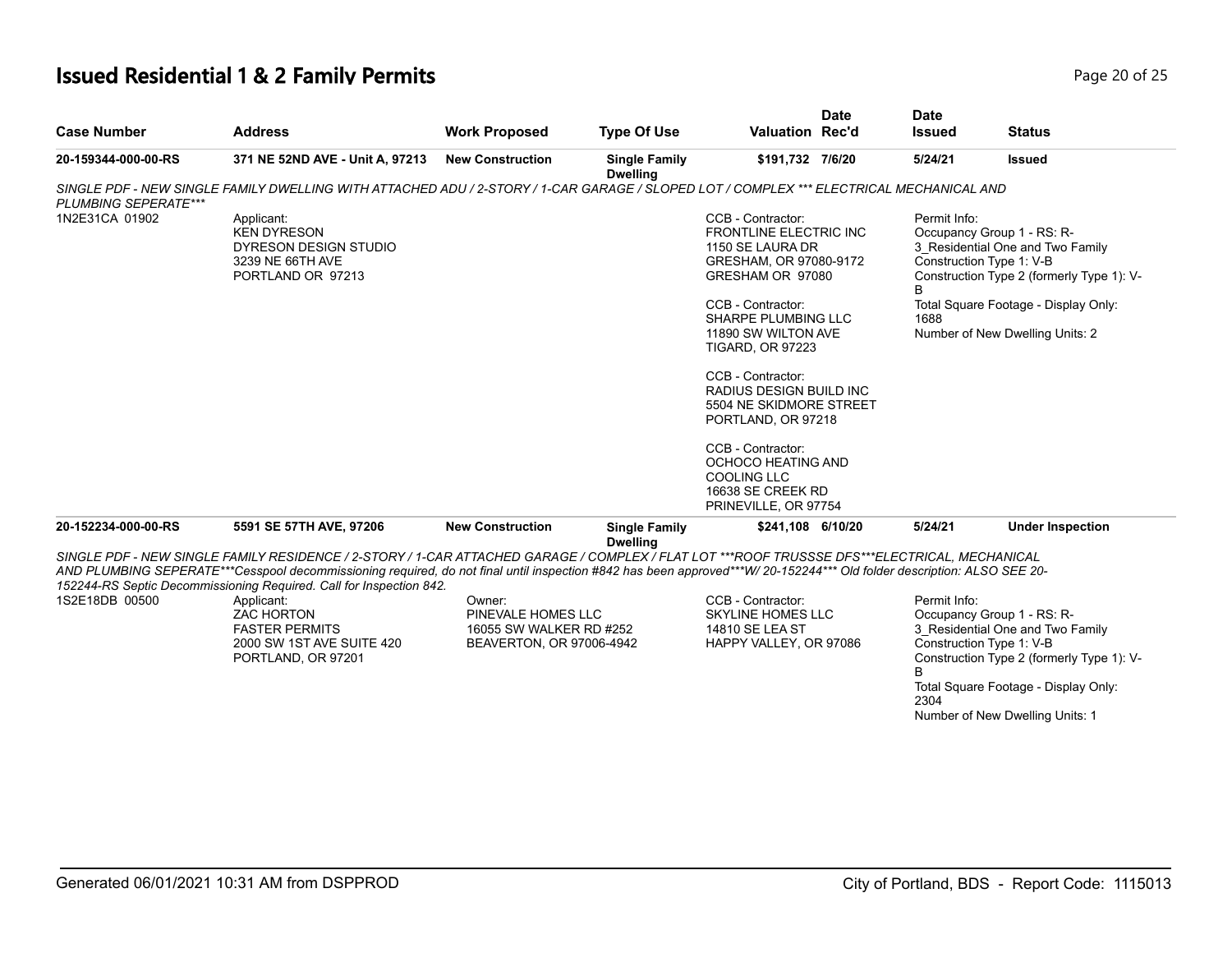# Issued Residential 1 & 2 Family Permits

| Case Number | Address | Work Proposed | Type Of Use | Valuation | Date Rec'd | Date Issued | Status |
|---|---|---|---|---|---|---|---|
| 20-159344-000-00-RS | 371 NE 52ND AVE - Unit A, 97213 | New Construction | Single Family Dwelling | $191,732 | 7/6/20 | 5/24/21 | Issued |

*SINGLE PDF - NEW SINGLE FAMILY DWELLING WITH ATTACHED ADU / 2-STORY / 1-CAR GARAGE / SLOPED LOT / COMPLEX *** ELECTRICAL MECHANICAL AND PLUMBING SEPERATE****

1N2E31CA 01902

Applicant:
KEN DYRESON
DYRESON DESIGN STUDIO
3239 NE 66TH AVE
PORTLAND OR 97213

CCB - Contractor:
FRONTLINE ELECTRIC INC
1150 SE LAURA DR
GRESHAM, OR 97080-9172
GRESHAM OR 97080

CCB - Contractor:
SHARPE PLUMBING LLC
11890 SW WILTON AVE
TIGARD, OR 97223

CCB - Contractor:
RADIUS DESIGN BUILD INC
5504 NE SKIDMORE STREET
PORTLAND, OR 97218

CCB - Contractor:
OCHOCO HEATING AND COOLING LLC
16638 SE CREEK RD
PRINEVILLE, OR 97754

Permit Info:
Occupancy Group 1 - RS: R-3_Residential One and Two Family
Construction Type 1: V-B
Construction Type 2 (formerly Type 1): V-B
Total Square Footage - Display Only: 1688
Number of New Dwelling Units: 2

| Case Number | Address | Work Proposed | Type Of Use | Valuation | Date Rec'd | Date Issued | Status |
|---|---|---|---|---|---|---|---|
| 20-152234-000-00-RS | 5591 SE 57TH AVE, 97206 | New Construction | Single Family Dwelling | $241,108 | 6/10/20 | 5/24/21 | Under Inspection |

*SINGLE PDF - NEW SINGLE FAMILY RESIDENCE / 2-STORY / 1-CAR ATTACHED GARAGE / COMPLEX / FLAT LOT ***ROOF TRUSSSE DFS***ELECTRICAL, MECHANICAL AND PLUMBING SEPERATE***Cesspool decommissioning required, do not final until inspection #842 has been approved***W/ 20-152244*** Old folder description: ALSO SEE 20-152244-RS Septic Decommissioning Required. Call for Inspection 842.*

1S2E18DB 00500

Applicant:
ZAC HORTON
FASTER PERMITS
2000 SW 1ST AVE SUITE 420
PORTLAND, OR 97201

Owner:
PINEVALE HOMES LLC
16055 SW WALKER RD #252
BEAVERTON, OR 97006-4942

CCB - Contractor:
SKYLINE HOMES LLC
14810 SE LEA ST
HAPPY VALLEY, OR 97086

Permit Info:
Occupancy Group 1 - RS: R-3_Residential One and Two Family
Construction Type 1: V-B
Construction Type 2 (formerly Type 1): V-B
Total Square Footage - Display Only: 2304
Number of New Dwelling Units: 1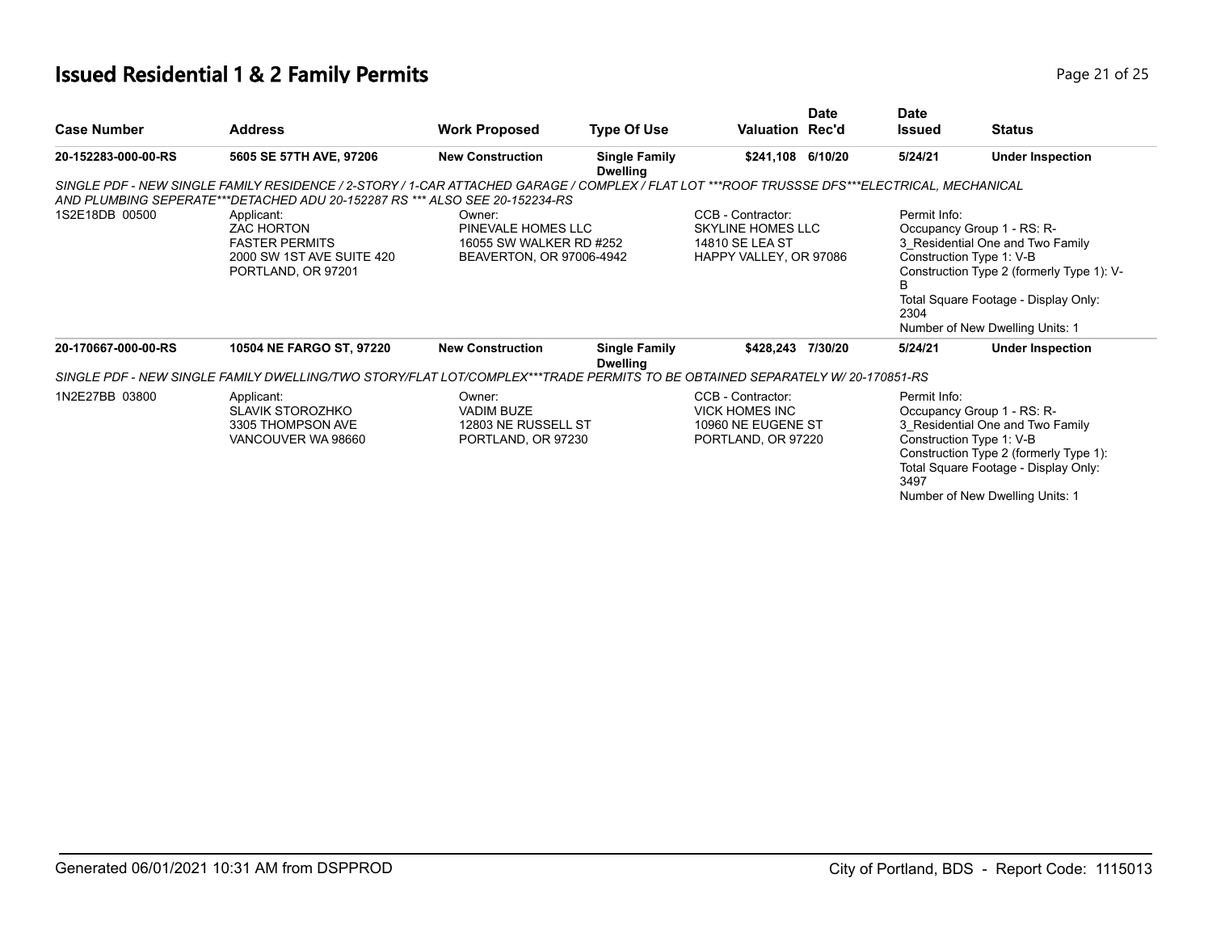# Issued Residential 1 & 2 Family Permits

| Case Number | Address | Work Proposed | Type Of Use | Valuation | Date Rec'd | Date Issued | Status |
|---|---|---|---|---|---|---|---|
| 20-152283-000-00-RS | 5605 SE 57TH AVE, 97206 | New Construction | Single Family Dwelling | $241,108 | 6/10/20 | 5/24/21 | Under Inspection |

*SINGLE PDF - NEW SINGLE FAMILY RESIDENCE / 2-STORY / 1-CAR ATTACHED GARAGE / COMPLEX / FLAT LOT ***ROOF TRUSSSE DFS***ELECTRICAL, MECHANICAL AND PLUMBING SEPERATE***DETACHED ADU 20-152287 RS *** ALSO SEE 20-152234-RS*

1S2E18DB 00500

Applicant:
ZAC HORTON
FASTER PERMITS
2000 SW 1ST AVE SUITE 420
PORTLAND, OR 97201

Owner:
PINEVALE HOMES LLC
16055 SW WALKER RD #252
BEAVERTON, OR 97006-4942

CCB - Contractor:
SKYLINE HOMES LLC
14810 SE LEA ST
HAPPY VALLEY, OR 97086

Permit Info:
Occupancy Group 1 - RS: R-3_Residential One and Two Family
Construction Type 1: V-B
Construction Type 2 (formerly Type 1): V-B
Total Square Footage - Display Only: 2304
Number of New Dwelling Units: 1

| Case Number | Address | Work Proposed | Type Of Use | Valuation | Date Rec'd | Date Issued | Status |
|---|---|---|---|---|---|---|---|
| 20-170667-000-00-RS | 10504 NE FARGO ST, 97220 | New Construction | Single Family Dwelling | $428,243 | 7/30/20 | 5/24/21 | Under Inspection |

*SINGLE PDF - NEW SINGLE FAMILY DWELLING/TWO STORY/FLAT LOT/COMPLEX***TRADE PERMITS TO BE OBTAINED SEPARATELY W/ 20-170851-RS*

1N2E27BB 03800

Applicant:
SLAVIK STOROZHKO
3305 THOMPSON AVE
VANCOUVER WA 98660

Owner:
VADIM BUZE
12803 NE RUSSELL ST
PORTLAND, OR 97230

CCB - Contractor:
VICK HOMES INC
10960 NE EUGENE ST
PORTLAND, OR 97220

Permit Info:
Occupancy Group 1 - RS: R-3_Residential One and Two Family
Construction Type 1: V-B
Construction Type 2 (formerly Type 1):
Total Square Footage - Display Only: 3497
Number of New Dwelling Units: 1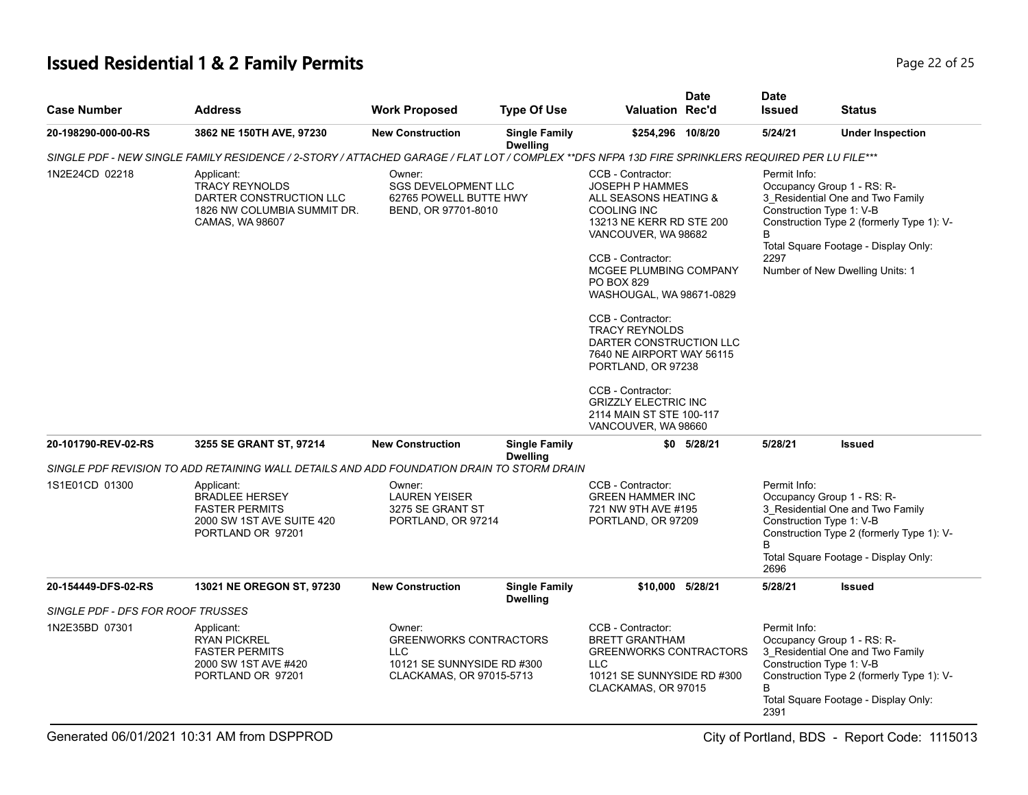# Issued Residential 1 & 2 Family Permits

| Case Number | Address | Work Proposed | Type Of Use | Valuation | Date Rec'd | Date Issued | Status |
|---|---|---|---|---|---|---|---|
| 20-198290-000-00-RS | 3862 NE 150TH AVE, 97230 | New Construction | Single Family Dwelling | $254,296 | 10/8/20 | 5/24/21 | Under Inspection |

*SINGLE PDF - NEW SINGLE FAMILY RESIDENCE / 2-STORY / ATTACHED GARAGE / FLAT LOT / COMPLEX **DFS NFPA 13D FIRE SPRINKLERS REQUIRED PER LU FILE****

1N2E24CD 02218

Applicant:
TRACY REYNOLDS
DARTER CONSTRUCTION LLC
1826 NW COLUMBIA SUMMIT DR.
CAMAS, WA 98607

Owner:
SGS DEVELOPMENT LLC
62765 POWELL BUTTE HWY
BEND, OR 97701-8010

CCB - Contractor:
JOSEPH P HAMMES
ALL SEASONS HEATING & COOLING INC
13213 NE KERR RD STE 200
VANCOUVER, WA 98682

CCB - Contractor:
MCGEE PLUMBING COMPANY
PO BOX 829
WASHOUGAL, WA 98671-0829

CCB - Contractor:
TRACY REYNOLDS
DARTER CONSTRUCTION LLC
7640 NE AIRPORT WAY 56115
PORTLAND, OR 97238

CCB - Contractor:
GRIZZLY ELECTRIC INC
2114 MAIN ST STE 100-117
VANCOUVER, WA 98660

Permit Info:
Occupancy Group 1 - RS: R-3_Residential One and Two Family
Construction Type 1: V-B
Construction Type 2 (formerly Type 1): V-B
Total Square Footage - Display Only: 2297
Number of New Dwelling Units: 1

| Case Number | Address | Work Proposed | Type Of Use | Valuation | Date Rec'd | Date Issued | Status |
|---|---|---|---|---|---|---|---|
| 20-101790-REV-02-RS | 3255 SE GRANT ST, 97214 | New Construction | Single Family Dwelling | $0 | 5/28/21 | 5/28/21 | Issued |

*SINGLE PDF REVISION TO ADD RETAINING WALL DETAILS AND ADD FOUNDATION DRAIN TO STORM DRAIN*

1S1E01CD 01300

Applicant:
BRADLEE HERSEY
FASTER PERMITS
2000 SW 1ST AVE SUITE 420
PORTLAND OR 97201

Owner:
LAUREN YEISER
3275 SE GRANT ST
PORTLAND, OR 97214

CCB - Contractor:
GREEN HAMMER INC
721 NW 9TH AVE #195
PORTLAND, OR 97209

Permit Info:
Occupancy Group 1 - RS: R-3_Residential One and Two Family
Construction Type 1: V-B
Construction Type 2 (formerly Type 1): V-B
Total Square Footage - Display Only: 2696

| Case Number | Address | Work Proposed | Type Of Use | Valuation | Date Rec'd | Date Issued | Status |
|---|---|---|---|---|---|---|---|
| 20-154449-DFS-02-RS | 13021 NE OREGON ST, 97230 | New Construction | Single Family Dwelling | $10,000 | 5/28/21 | 5/28/21 | Issued |

*SINGLE PDF - DFS FOR ROOF TRUSSES*

1N2E35BD 07301

Applicant:
RYAN PICKREL
FASTER PERMITS
2000 SW 1ST AVE #420
PORTLAND OR 97201

Owner:
GREENWORKS CONTRACTORS LLC
10121 SE SUNNYSIDE RD #300
CLACKAMAS, OR 97015-5713

CCB - Contractor:
BRETT GRANTHAM
GREENWORKS CONTRACTORS LLC
10121 SE SUNNYSIDE RD #300
CLACKAMAS, OR 97015

Permit Info:
Occupancy Group 1 - RS: R-3_Residential One and Two Family
Construction Type 1: V-B
Construction Type 2 (formerly Type 1): V-B
Total Square Footage - Display Only: 2391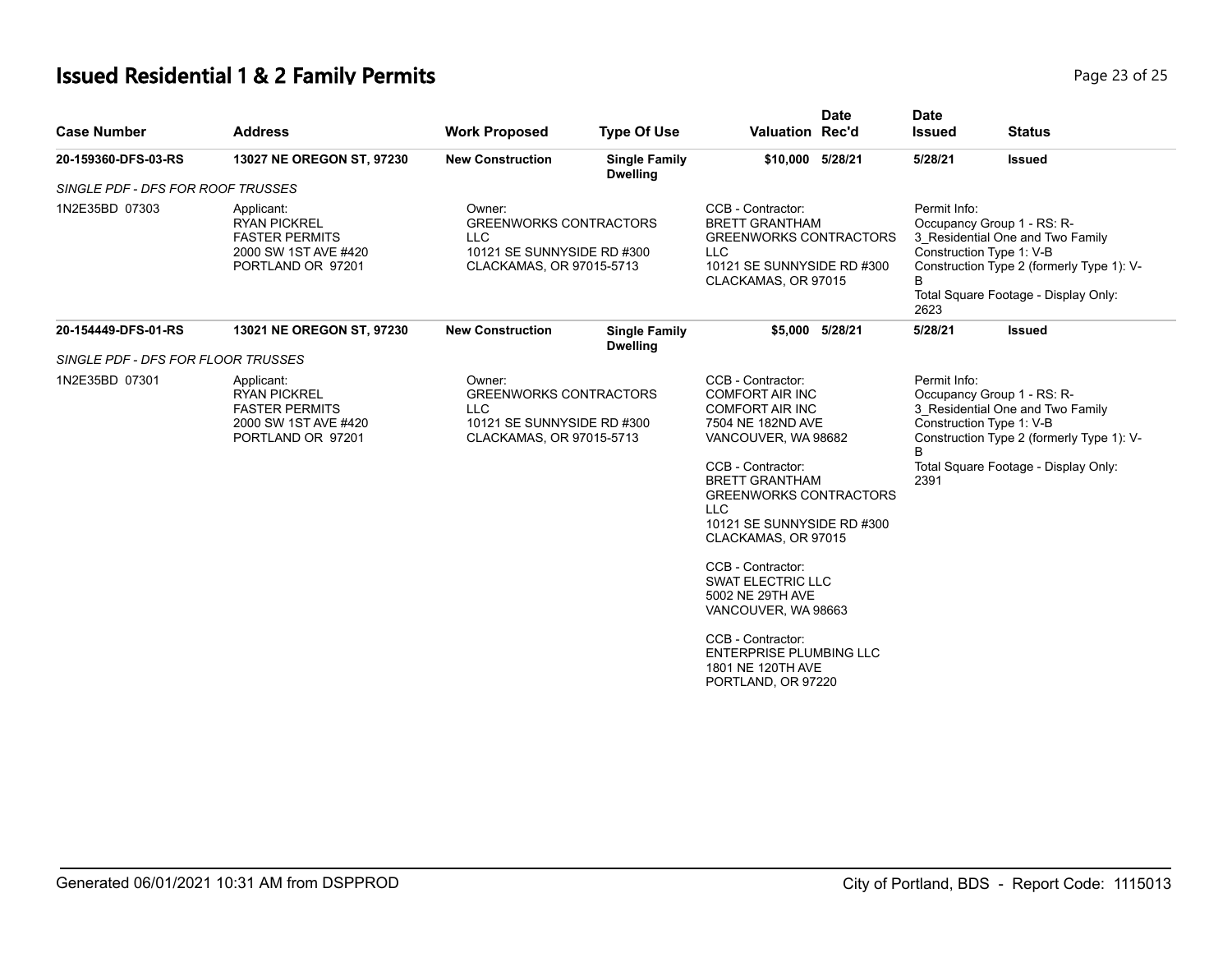# Issued Residential 1 & 2 Family Permits

| Case Number | Address | Work Proposed | Type Of Use | Valuation | Date Rec'd | Date Issued | Status |
|---|---|---|---|---|---|---|---|
| **20-159360-DFS-03-RS** | **13027 NE OREGON ST, 97230** | **New Construction** | **Single Family Dwelling** | **$10,000** | **5/28/21** | **5/28/21** | **Issued** |
| *SINGLE PDF - DFS FOR ROOF TRUSSES* | | | | | | | |
| 1N2E35BD 07303 | Applicant: RYAN PICKREL FASTER PERMITS 2000 SW 1ST AVE #420 PORTLAND OR 97201 | Owner: GREENWORKS CONTRACTORS LLC 10121 SE SUNNYSIDE RD #300 CLACKAMAS, OR 97015-5713 | | CCB - Contractor: BRETT GRANTHAM GREENWORKS CONTRACTORS LLC 10121 SE SUNNYSIDE RD #300 CLACKAMAS, OR 97015 | | Permit Info: Occupancy Group 1 - RS: R-3_Residential One and Two Family Construction Type 1: V-B Construction Type 2 (formerly Type 1): V-B Total Square Footage - Display Only: 2623 | |
| **20-154449-DFS-01-RS** | **13021 NE OREGON ST, 97230** | **New Construction** | **Single Family Dwelling** | **$5,000** | **5/28/21** | **5/28/21** | **Issued** |
| *SINGLE PDF - DFS FOR FLOOR TRUSSES* | | | | | | | |
| 1N2E35BD 07301 | Applicant: RYAN PICKREL FASTER PERMITS 2000 SW 1ST AVE #420 PORTLAND OR 97201 | Owner: GREENWORKS CONTRACTORS LLC 10121 SE SUNNYSIDE RD #300 CLACKAMAS, OR 97015-5713 | | CCB - Contractor: COMFORT AIR INC COMFORT AIR INC 7504 NE 182ND AVE VANCOUVER, WA 98682<br><br>CCB - Contractor: BRETT GRANTHAM GREENWORKS CONTRACTORS LLC 10121 SE SUNNYSIDE RD #300 CLACKAMAS, OR 97015<br><br>CCB - Contractor: SWAT ELECTRIC LLC 5002 NE 29TH AVE VANCOUVER, WA 98663<br><br>CCB - Contractor: ENTERPRISE PLUMBING LLC 1801 NE 120TH AVE PORTLAND, OR 97220 | | Permit Info: Occupancy Group 1 - RS: R-3_Residential One and Two Family Construction Type 1: V-B Construction Type 2 (formerly Type 1): V-B Total Square Footage - Display Only: 2391 | |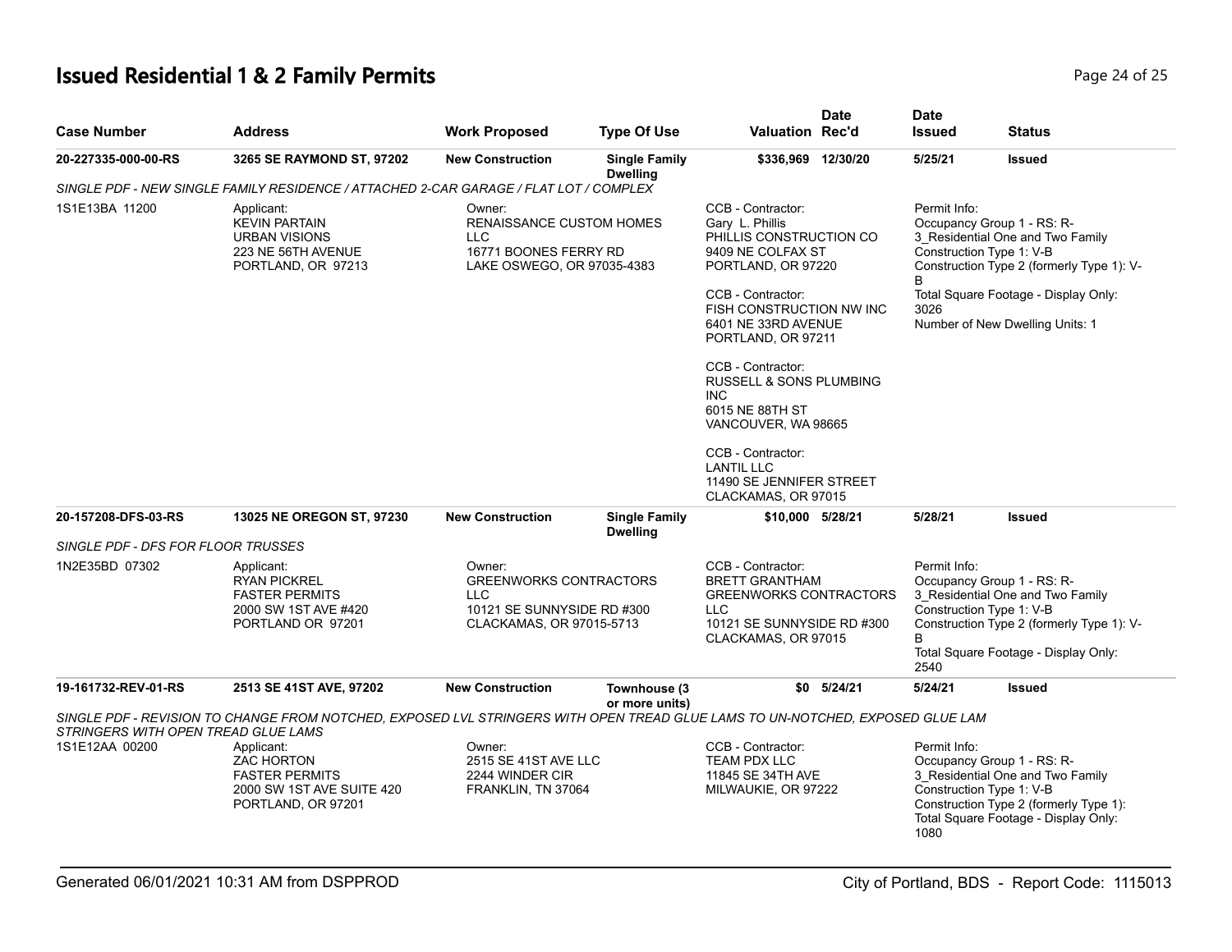# Issued Residential 1 & 2 Family Permits

| Case Number | Address | Work Proposed | Type Of Use | Valuation | Date Rec'd | Date Issued | Status |
|---|---|---|---|---|---|---|---|
| 20-227335-000-00-RS | 3265 SE RAYMOND ST, 97202 | New Construction | Single Family Dwelling | $336,969 | 12/30/20 | 5/25/21 | Issued |

*SINGLE PDF - NEW SINGLE FAMILY RESIDENCE / ATTACHED 2-CAR GARAGE / FLAT LOT / COMPLEX*

1S1E13BA 11200

Applicant:
KEVIN PARTAIN
URBAN VISIONS
223 NE 56TH AVENUE
PORTLAND, OR 97213

Owner:
RENAISSANCE CUSTOM HOMES LLC
16771 BOONES FERRY RD
LAKE OSWEGO, OR 97035-4383

CCB - Contractor:
Gary L. Phillis
PHILLIS CONSTRUCTION CO
9409 NE COLFAX ST
PORTLAND, OR 97220

CCB - Contractor:
FISH CONSTRUCTION NW INC
6401 NE 33RD AVENUE
PORTLAND, OR 97211

CCB - Contractor:
RUSSELL & SONS PLUMBING INC
6015 NE 88TH ST
VANCOUVER, WA 98665

CCB - Contractor:
LANTIL LLC
11490 SE JENNIFER STREET
CLACKAMAS, OR 97015

Permit Info:
Occupancy Group 1 - RS: R-3_Residential One and Two Family
Construction Type 1: V-B
Construction Type 2 (formerly Type 1): V-B
Total Square Footage - Display Only: 3026
Number of New Dwelling Units: 1

| Case Number | Address | Work Proposed | Type Of Use | Valuation | Date Rec'd | Date Issued | Status |
|---|---|---|---|---|---|---|---|
| 20-157208-DFS-03-RS | 13025 NE OREGON ST, 97230 | New Construction | Single Family Dwelling | $10,000 | 5/28/21 | 5/28/21 | Issued |

*SINGLE PDF - DFS FOR FLOOR TRUSSES*

1N2E35BD 07302

Applicant:
RYAN PICKREL
FASTER PERMITS
2000 SW 1ST AVE #420
PORTLAND OR 97201

Owner:
GREENWORKS CONTRACTORS LLC
10121 SE SUNNYSIDE RD #300
CLACKAMAS, OR 97015-5713

CCB - Contractor:
BRETT GRANTHAM
GREENWORKS CONTRACTORS LLC
10121 SE SUNNYSIDE RD #300
CLACKAMAS, OR 97015

Permit Info:
Occupancy Group 1 - RS: R-3_Residential One and Two Family
Construction Type 1: V-B
Construction Type 2 (formerly Type 1): V-B
Total Square Footage - Display Only: 2540

| Case Number | Address | Work Proposed | Type Of Use | Valuation | Date Rec'd | Date Issued | Status |
|---|---|---|---|---|---|---|---|
| 19-161732-REV-01-RS | 2513 SE 41ST AVE, 97202 | New Construction | Townhouse (3 or more units) | $0 | 5/24/21 | 5/24/21 | Issued |

*SINGLE PDF - REVISION TO CHANGE FROM NOTCHED, EXPOSED LVL STRINGERS WITH OPEN TREAD GLUE LAMS TO UN-NOTCHED, EXPOSED GLUE LAM STRINGERS WITH OPEN TREAD GLUE LAMS*

1S1E12AA 00200

Applicant:
ZAC HORTON
FASTER PERMITS
2000 SW 1ST AVE SUITE 420
PORTLAND, OR 97201

Owner:
2515 SE 41ST AVE LLC
2244 WINDER CIR
FRANKLIN, TN 37064

CCB - Contractor:
TEAM PDX LLC
11845 SE 34TH AVE
MILWAUKIE, OR 97222

Permit Info:
Occupancy Group 1 - RS: R-3_Residential One and Two Family
Construction Type 1: V-B
Construction Type 2 (formerly Type 1):
Total Square Footage - Display Only: 1080

Generated 06/01/2021 10:31 AM from DSPPROD — City of Portland, BDS - Report Code: 1115013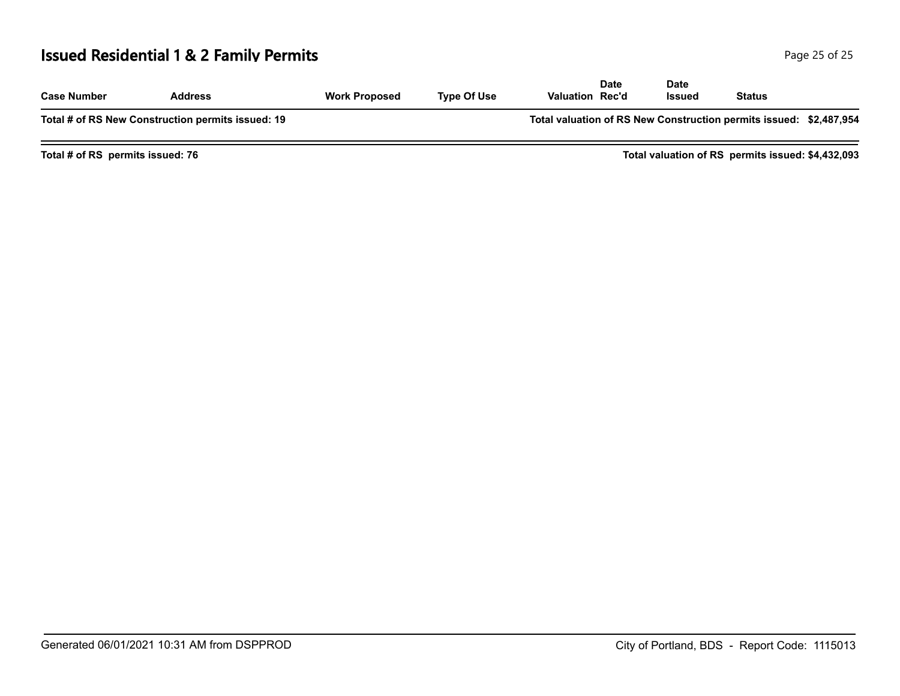# Issued Residential 1 & 2 Family Permits

| Case Number | Address | Work Proposed | Type Of Use | Valuation | Date Rec'd | Date Issued | Status |
|---|---|---|---|---|---|---|---|

**Total # of RS New Construction permits issued: 19**

**Total valuation of RS New Construction permits issued: $2,487,954**

**Total # of RS permits issued: 76**

**Total valuation of RS permits issued: $4,432,093**

Generated 06/01/2021 10:31 AM from DSPPROD

City of Portland, BDS - Report Code: 1115013